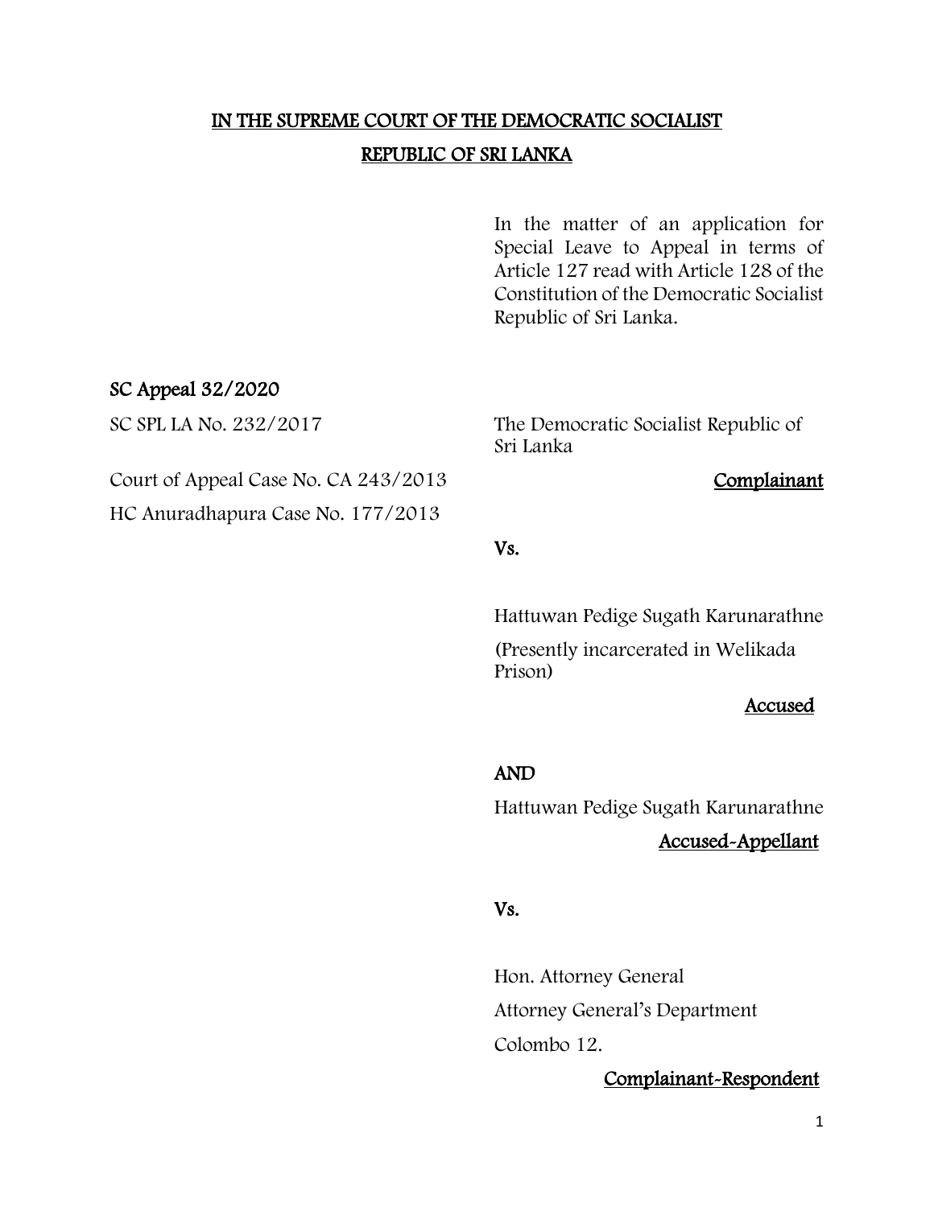# IN THE SUPREME COURT OF THE DEMOCRATIC SOCIALIST REPUBLIC OF SRI LANKA

In the matter of an application for Special Leave to Appeal in terms of Article 127 read with Article 128 of the Constitution of the Democratic Socialist Republic of Sri Lanka.

**SC Appeal 32/2020**

SC SPL LA No. 232/2017

Court of Appeal Case No. CA 243/2013

HC Anuradhapura Case No. 177/2013

The Democratic Socialist Republic of Sri Lanka

**Complainant**

**Vs.**

Hattuwan Pedige Sugath Karunarathne

(Presently incarcerated in Welikada Prison)

**Accused**

**AND**

Hattuwan Pedige Sugath Karunarathne

**Accused-Appellant**

**Vs.**

Hon. Attorney General

Attorney General's Department

Colombo 12.

**Complainant-Respondent**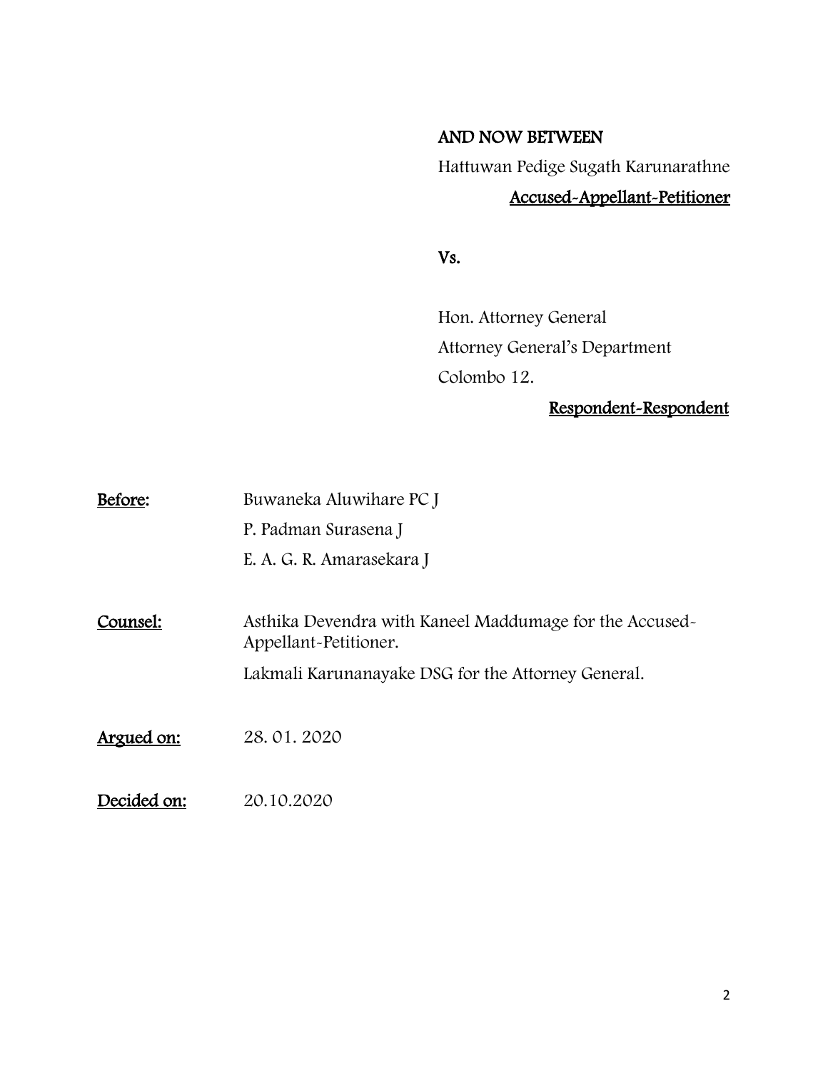**AND NOW BETWEEN**

Hattuwan Pedige Sugath Karunarathne

**Accused-Appellant-Petitioner**

**Vs.**

Hon. Attorney General
Attorney General's Department
Colombo 12.

**Respondent-Respondent**

| | |
|---|---|
| **Before:** | Buwaneka Aluwihare PC J<br>P. Padman Surasena J<br>E. A. G. R. Amarasekara J |
| **Counsel:** | Asthika Devendra with Kaneel Maddumage for the Accused-Appellant-Petitioner.<br>Lakmali Karunanayake DSG for the Attorney General. |
| **Argued on:** | 28. 01. 2020 |
| **Decided on:** | 20.10.2020 |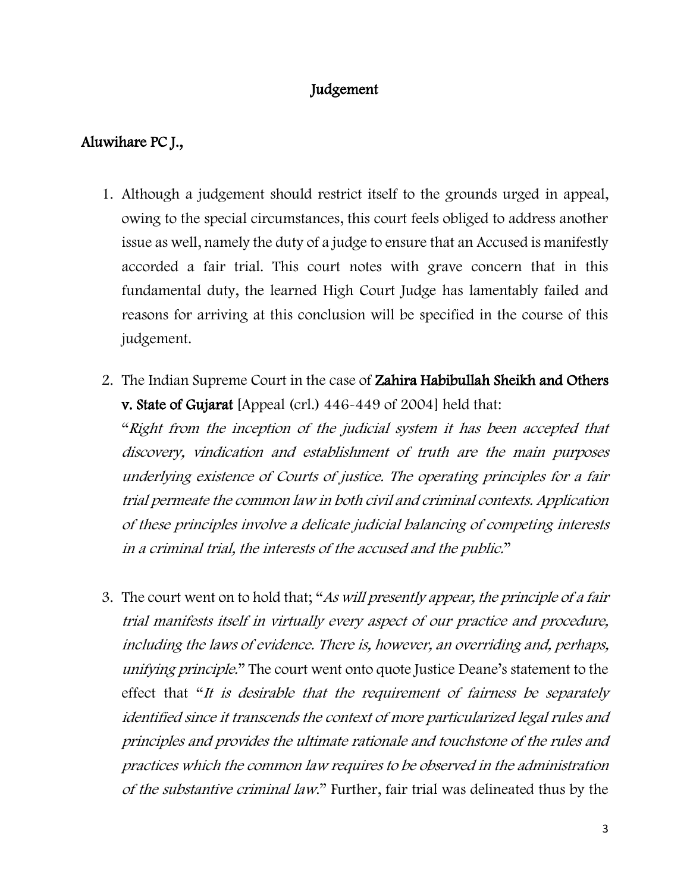# Judgement

**Aluwihare PC J.,**

1. Although a judgement should restrict itself to the grounds urged in appeal, owing to the special circumstances, this court feels obliged to address another issue as well, namely the duty of a judge to ensure that an Accused is manifestly accorded a fair trial. This court notes with grave concern that in this fundamental duty, the learned High Court Judge has lamentably failed and reasons for arriving at this conclusion will be specified in the course of this judgement.

2. The Indian Supreme Court in the case of **Zahira Habibullah Sheikh and Others v. State of Gujarat** [Appeal (crl.) 446-449 of 2004] held that:
"*Right from the inception of the judicial system it has been accepted that discovery, vindication and establishment of truth are the main purposes underlying existence of Courts of justice. The operating principles for a fair trial permeate the common law in both civil and criminal contexts. Application of these principles involve a delicate judicial balancing of competing interests in a criminal trial, the interests of the accused and the public.*"

3. The court went on to hold that; "*As will presently appear, the principle of a fair trial manifests itself in virtually every aspect of our practice and procedure, including the laws of evidence. There is, however, an overriding and, perhaps, unifying principle.*" The court went onto quote Justice Deane's statement to the effect that "*It is desirable that the requirement of fairness be separately identified since it transcends the context of more particularized legal rules and principles and provides the ultimate rationale and touchstone of the rules and practices which the common law requires to be observed in the administration of the substantive criminal law.*" Further, fair trial was delineated thus by the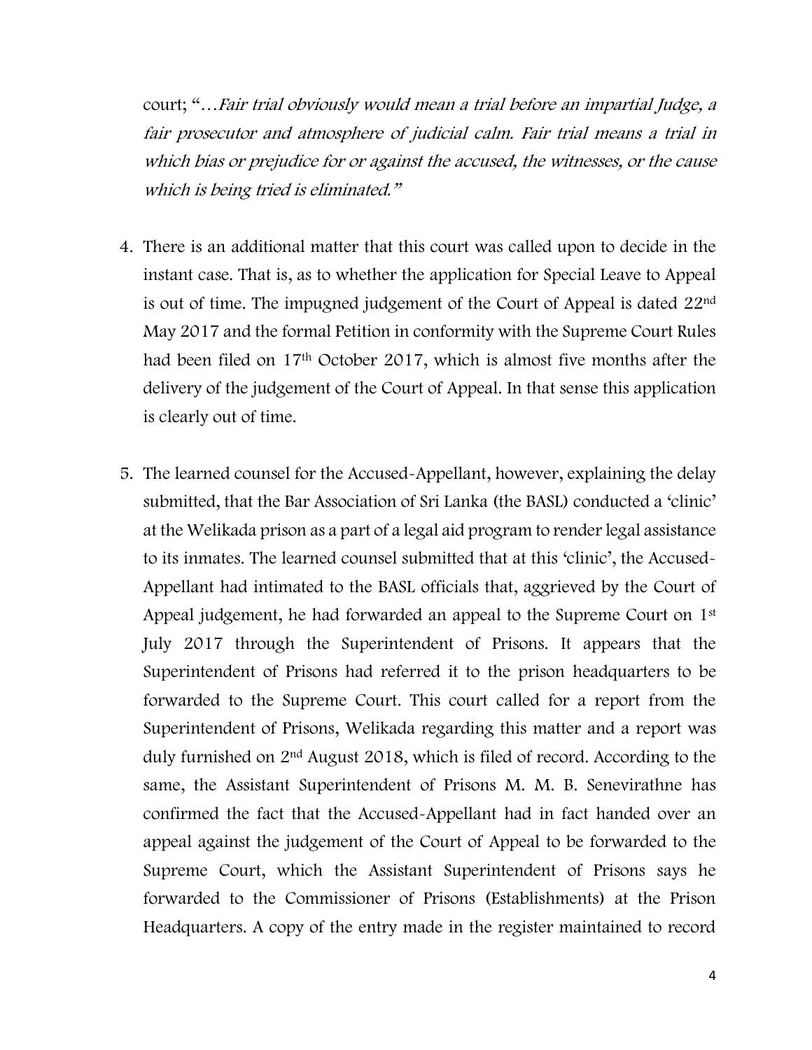court; "*…Fair trial obviously would mean a trial before an impartial Judge, a fair prosecutor and atmosphere of judicial calm. Fair trial means a trial in which bias or prejudice for or against the accused, the witnesses, or the cause which is being tried is eliminated.*"

4. There is an additional matter that this court was called upon to decide in the instant case. That is, as to whether the application for Special Leave to Appeal is out of time. The impugned judgement of the Court of Appeal is dated 22nd May 2017 and the formal Petition in conformity with the Supreme Court Rules had been filed on 17th October 2017, which is almost five months after the delivery of the judgement of the Court of Appeal. In that sense this application is clearly out of time.

5. The learned counsel for the Accused-Appellant, however, explaining the delay submitted, that the Bar Association of Sri Lanka (the BASL) conducted a 'clinic' at the Welikada prison as a part of a legal aid program to render legal assistance to its inmates. The learned counsel submitted that at this 'clinic', the Accused-Appellant had intimated to the BASL officials that, aggrieved by the Court of Appeal judgement, he had forwarded an appeal to the Supreme Court on 1st July 2017 through the Superintendent of Prisons. It appears that the Superintendent of Prisons had referred it to the prison headquarters to be forwarded to the Supreme Court. This court called for a report from the Superintendent of Prisons, Welikada regarding this matter and a report was duly furnished on 2nd August 2018, which is filed of record. According to the same, the Assistant Superintendent of Prisons M. M. B. Senevirathne has confirmed the fact that the Accused-Appellant had in fact handed over an appeal against the judgement of the Court of Appeal to be forwarded to the Supreme Court, which the Assistant Superintendent of Prisons says he forwarded to the Commissioner of Prisons (Establishments) at the Prison Headquarters. A copy of the entry made in the register maintained to record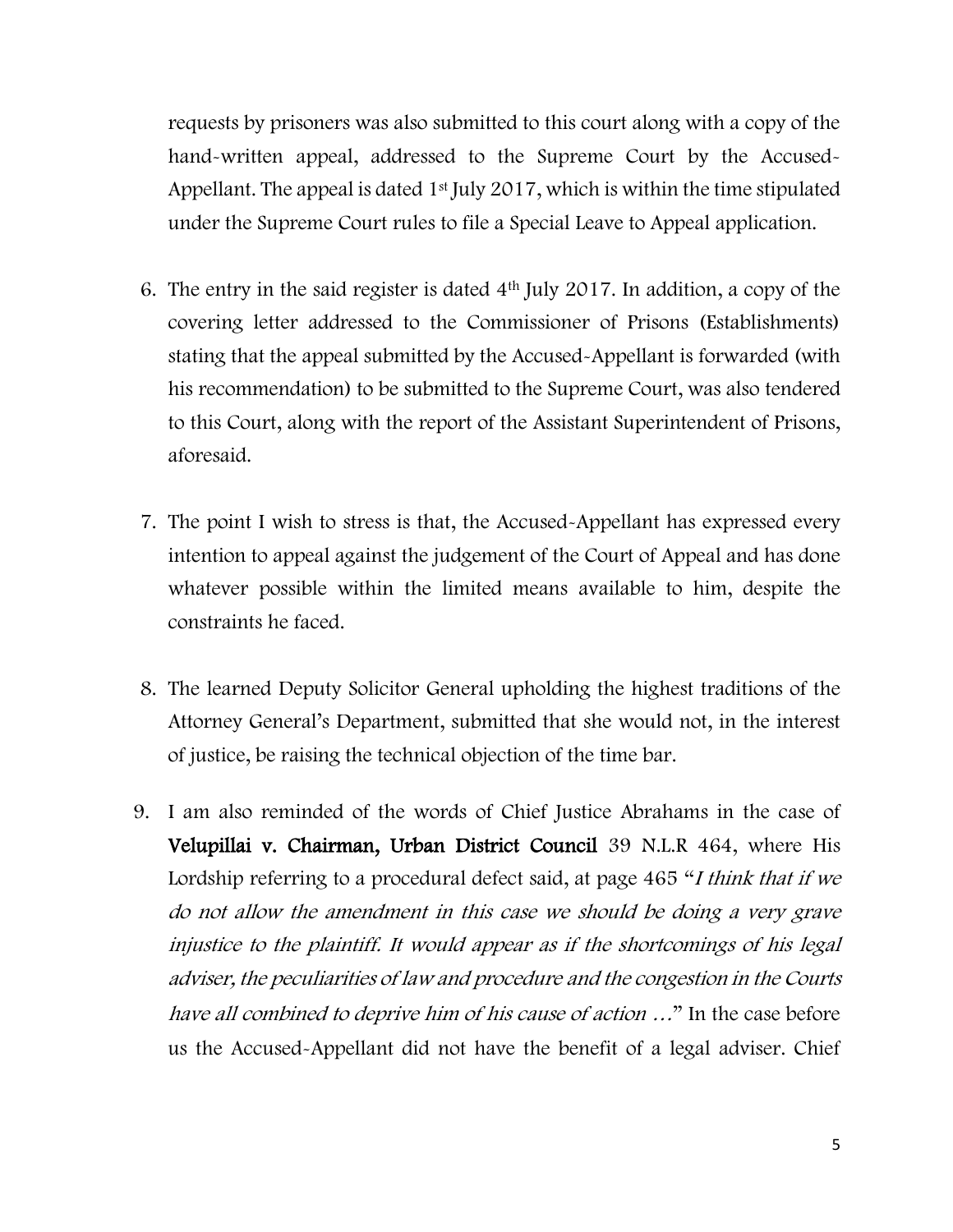requests by prisoners was also submitted to this court along with a copy of the hand-written appeal, addressed to the Supreme Court by the Accused-Appellant. The appeal is dated 1st July 2017, which is within the time stipulated under the Supreme Court rules to file a Special Leave to Appeal application.

6. The entry in the said register is dated 4th July 2017. In addition, a copy of the covering letter addressed to the Commissioner of Prisons (Establishments) stating that the appeal submitted by the Accused-Appellant is forwarded (with his recommendation) to be submitted to the Supreme Court, was also tendered to this Court, along with the report of the Assistant Superintendent of Prisons, aforesaid.

7. The point I wish to stress is that, the Accused-Appellant has expressed every intention to appeal against the judgement of the Court of Appeal and has done whatever possible within the limited means available to him, despite the constraints he faced.

8. The learned Deputy Solicitor General upholding the highest traditions of the Attorney General's Department, submitted that she would not, in the interest of justice, be raising the technical objection of the time bar.

9. I am also reminded of the words of Chief Justice Abrahams in the case of **Velupillai v. Chairman, Urban District Council** 39 N.L.R 464, where His Lordship referring to a procedural defect said, at page 465 "*I think that if we do not allow the amendment in this case we should be doing a very grave injustice to the plaintiff. It would appear as if the shortcomings of his legal adviser, the peculiarities of law and procedure and the congestion in the Courts have all combined to deprive him of his cause of action …*" In the case before us the Accused-Appellant did not have the benefit of a legal adviser. Chief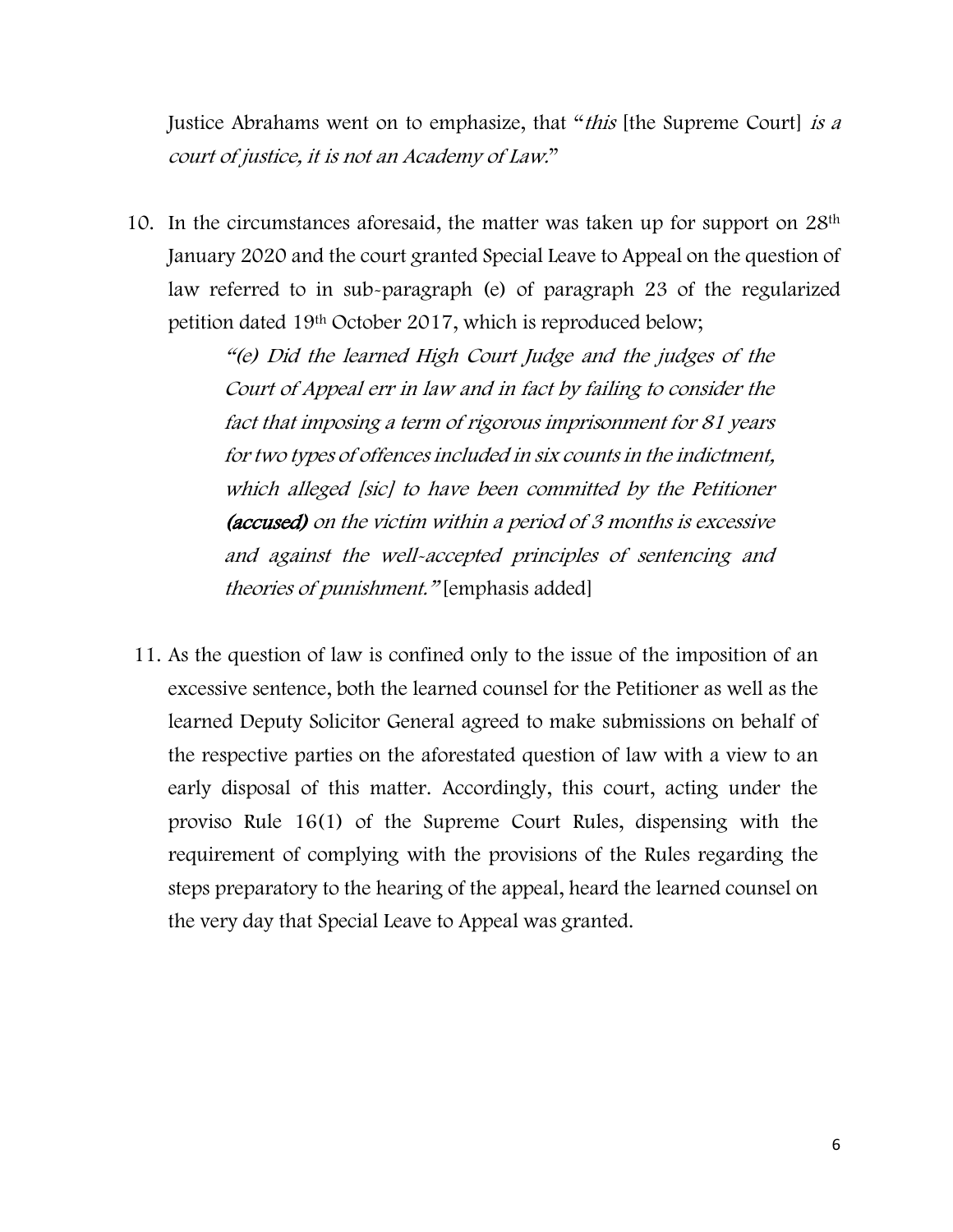Justice Abrahams went on to emphasize, that "*this* [the Supreme Court] *is a court of justice, it is not an Academy of Law.*"

10. In the circumstances aforesaid, the matter was taken up for support on 28th January 2020 and the court granted Special Leave to Appeal on the question of law referred to in sub-paragraph (e) of paragraph 23 of the regularized petition dated 19th October 2017, which is reproduced below;

> *"(e) Did the learned High Court Judge and the judges of the Court of Appeal err in law and in fact by failing to consider the fact that imposing a term of rigorous imprisonment for 81 years for two types of offences included in six counts in the indictment, which alleged [sic] to have been committed by the Petitioner* ***(accused)*** *on the victim within a period of 3 months is excessive and against the well-accepted principles of sentencing and theories of punishment."* [emphasis added]

11. As the question of law is confined only to the issue of the imposition of an excessive sentence, both the learned counsel for the Petitioner as well as the learned Deputy Solicitor General agreed to make submissions on behalf of the respective parties on the aforestated question of law with a view to an early disposal of this matter. Accordingly, this court, acting under the proviso Rule 16(1) of the Supreme Court Rules, dispensing with the requirement of complying with the provisions of the Rules regarding the steps preparatory to the hearing of the appeal, heard the learned counsel on the very day that Special Leave to Appeal was granted.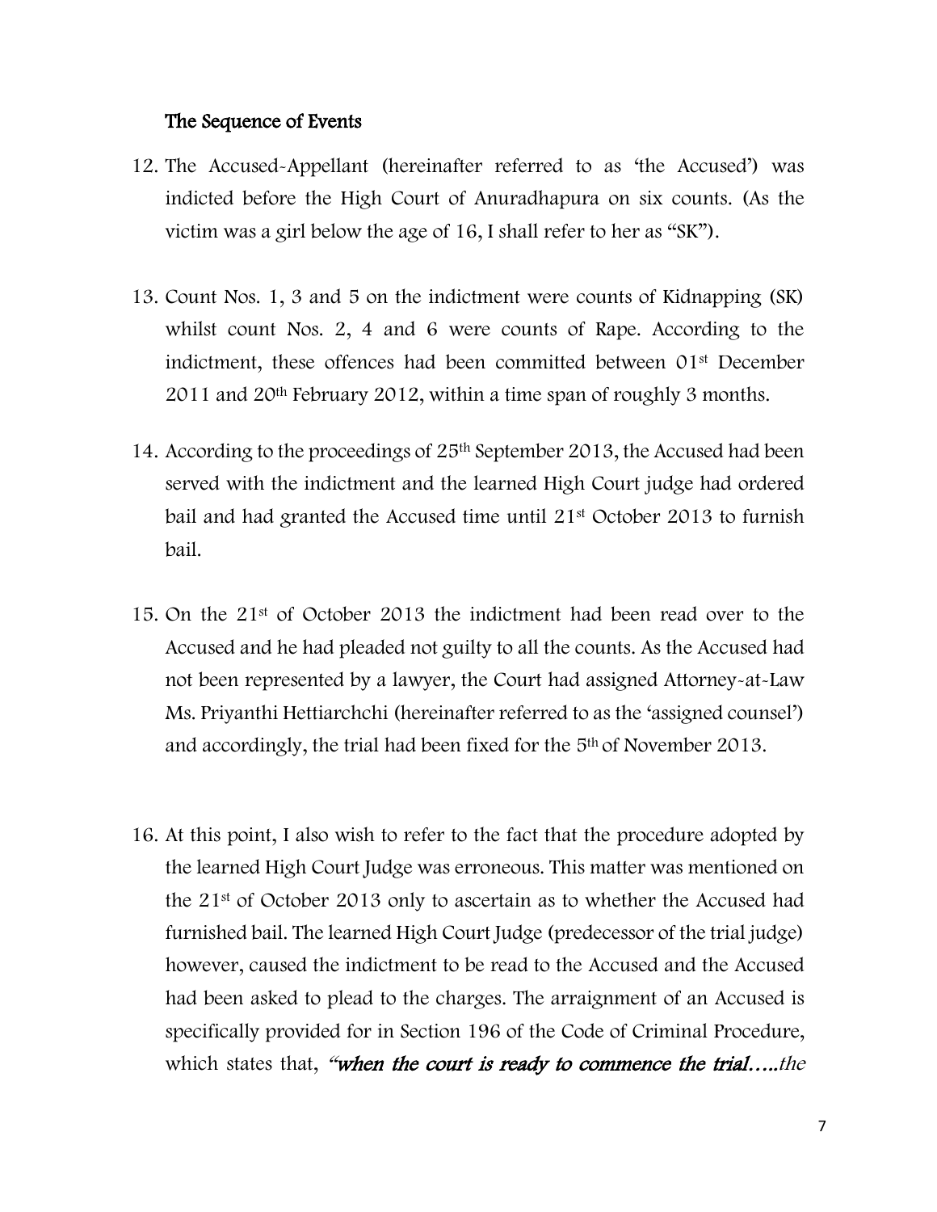## The Sequence of Events

12. The Accused-Appellant (hereinafter referred to as 'the Accused') was indicted before the High Court of Anuradhapura on six counts. (As the victim was a girl below the age of 16, I shall refer to her as "SK").

13. Count Nos. 1, 3 and 5 on the indictment were counts of Kidnapping (SK) whilst count Nos. 2, 4 and 6 were counts of Rape. According to the indictment, these offences had been committed between 01st December 2011 and 20th February 2012, within a time span of roughly 3 months.

14. According to the proceedings of 25th September 2013, the Accused had been served with the indictment and the learned High Court judge had ordered bail and had granted the Accused time until 21st October 2013 to furnish bail.

15. On the 21st of October 2013 the indictment had been read over to the Accused and he had pleaded not guilty to all the counts. As the Accused had not been represented by a lawyer, the Court had assigned Attorney-at-Law Ms. Priyanthi Hettiarchchi (hereinafter referred to as the 'assigned counsel') and accordingly, the trial had been fixed for the 5th of November 2013.

16. At this point, I also wish to refer to the fact that the procedure adopted by the learned High Court Judge was erroneous. This matter was mentioned on the 21st of October 2013 only to ascertain as to whether the Accused had furnished bail. The learned High Court Judge (predecessor of the trial judge) however, caused the indictment to be read to the Accused and the Accused had been asked to plead to the charges. The arraignment of an Accused is specifically provided for in Section 196 of the Code of Criminal Procedure, which states that, ***"when the court is ready to commence the trial…..****the*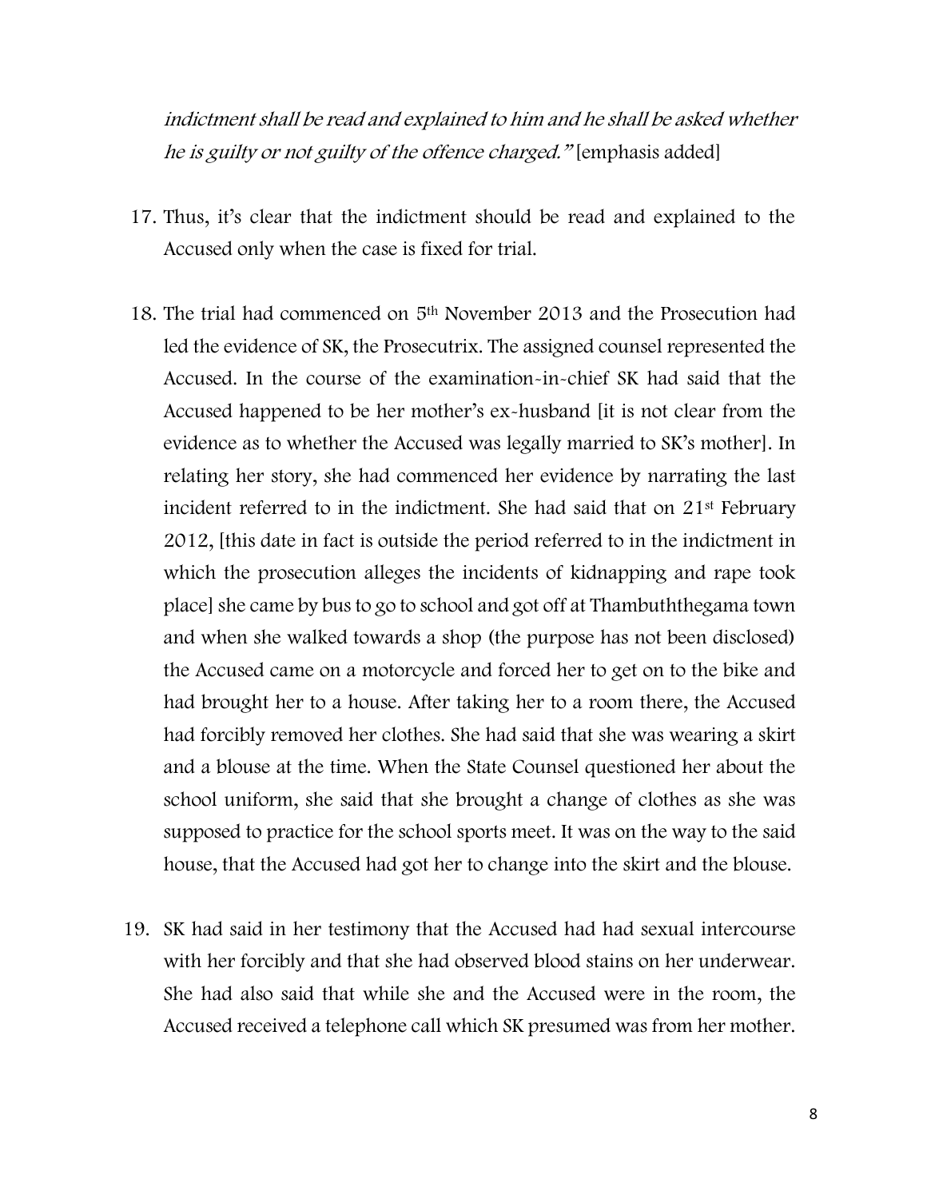*indictment shall be read and explained to him and he shall be asked whether he is guilty or not guilty of the offence charged."* [emphasis added]

17. Thus, it's clear that the indictment should be read and explained to the Accused only when the case is fixed for trial.

18. The trial had commenced on 5th November 2013 and the Prosecution had led the evidence of SK, the Prosecutrix. The assigned counsel represented the Accused. In the course of the examination-in-chief SK had said that the Accused happened to be her mother's ex-husband [it is not clear from the evidence as to whether the Accused was legally married to SK's mother]. In relating her story, she had commenced her evidence by narrating the last incident referred to in the indictment. She had said that on 21st February 2012, [this date in fact is outside the period referred to in the indictment in which the prosecution alleges the incidents of kidnapping and rape took place] she came by bus to go to school and got off at Thambuththegama town and when she walked towards a shop (the purpose has not been disclosed) the Accused came on a motorcycle and forced her to get on to the bike and had brought her to a house. After taking her to a room there, the Accused had forcibly removed her clothes. She had said that she was wearing a skirt and a blouse at the time. When the State Counsel questioned her about the school uniform, she said that she brought a change of clothes as she was supposed to practice for the school sports meet. It was on the way to the said house, that the Accused had got her to change into the skirt and the blouse.

19. SK had said in her testimony that the Accused had had sexual intercourse with her forcibly and that she had observed blood stains on her underwear. She had also said that while she and the Accused were in the room, the Accused received a telephone call which SK presumed was from her mother.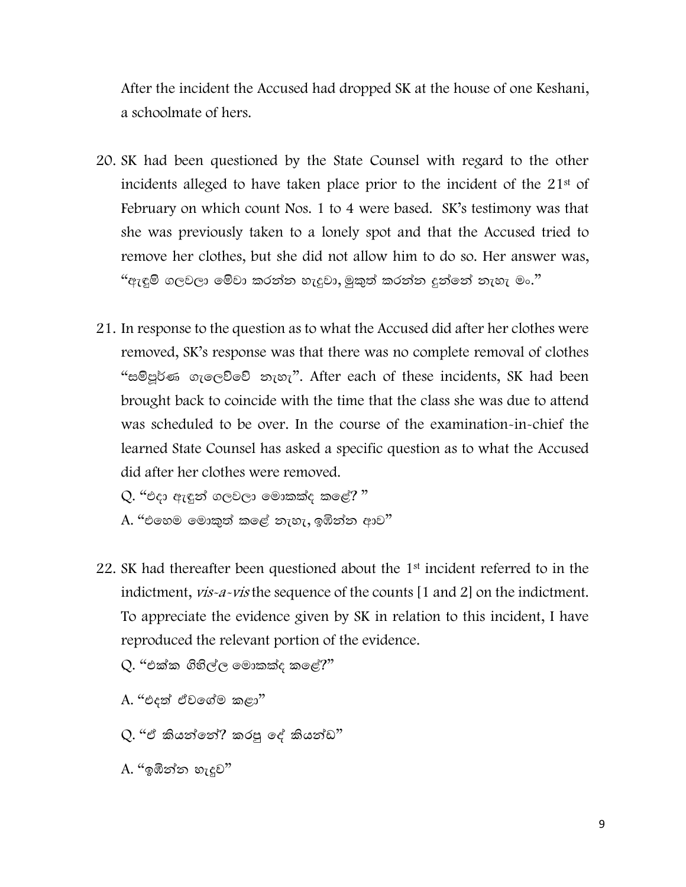After the incident the Accused had dropped SK at the house of one Keshani, a schoolmate of hers.

20. SK had been questioned by the State Counsel with regard to the other incidents alleged to have taken place prior to the incident of the 21st of February on which count Nos. 1 to 4 were based. SK's testimony was that she was previously taken to a lonely spot and that the Accused tried to remove her clothes, but she did not allow him to do so. Her answer was, "ඇඳුම් ගලවලා මේවා කරන්න හැදුවා, මුකුත් කරන්න දුන්නේ නැහැ මං."

21. In response to the question as to what the Accused did after her clothes were removed, SK's response was that there was no complete removal of clothes "සම්පූර්ණ ගැලෙව්වේ නැහැ". After each of these incidents, SK had been brought back to coincide with the time that the class she was due to attend was scheduled to be over. In the course of the examination-in-chief the learned State Counsel has asked a specific question as to what the Accused did after her clothes were removed.

    Q. "එදා ඇඳුන් ගලවලා මොකක්ද කළේ? "
    A. "එහෙම මොකුත් කළේ නැහැ, ඉඹින්න ආව"

22. SK had thereafter been questioned about the 1st incident referred to in the indictment, *vis-a-vis* the sequence of the counts [1 and 2] on the indictment. To appreciate the evidence given by SK in relation to this incident, I have reproduced the relevant portion of the evidence.

    Q. "එක්ක ගිහිල්ල මොකක්ද කළේ?"

    A. "එදත් ඒවගේම කළා"

    Q. "ඒ කියන්නේ? කරපු දේ කියන්ඩ"

    A. "ඉඹින්න හැදුව"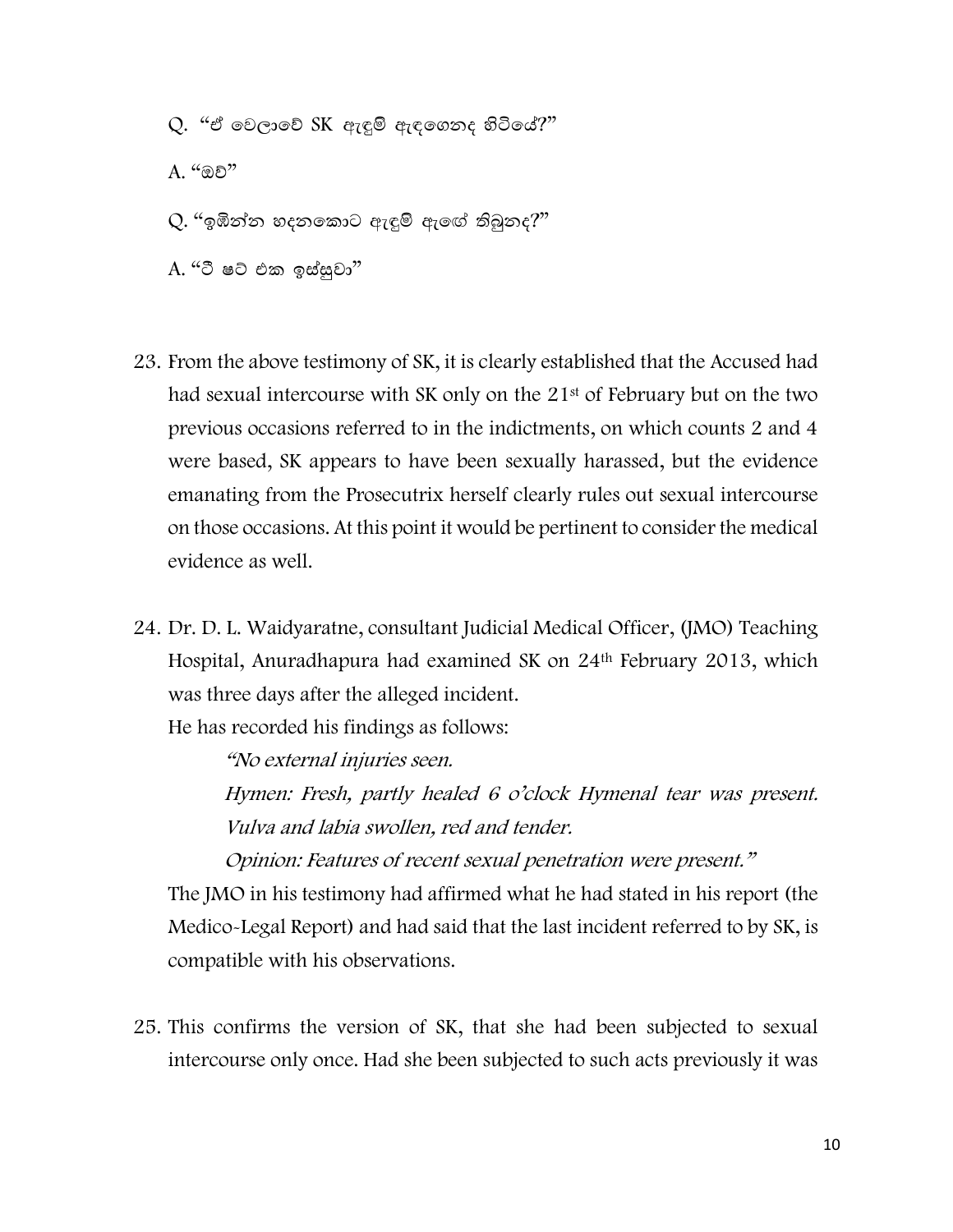Q. "ඒ වෙලාවේ SK ඇඳුම් ඇඳගෙනද හිටියේ?"

A. "ඔව්"

Q. "ඉඹින්න හදනකොට ඇඳුම් ඇගේ තිබුනද?"

A. "ටී ෂට් එක ඉස්සුවා"

23. From the above testimony of SK, it is clearly established that the Accused had had sexual intercourse with SK only on the 21st of February but on the two previous occasions referred to in the indictments, on which counts 2 and 4 were based, SK appears to have been sexually harassed, but the evidence emanating from the Prosecutrix herself clearly rules out sexual intercourse on those occasions. At this point it would be pertinent to consider the medical evidence as well.

24. Dr. D. L. Waidyaratne, consultant Judicial Medical Officer, (JMO) Teaching Hospital, Anuradhapura had examined SK on 24th February 2013, which was three days after the alleged incident.

    He has recorded his findings as follows:

    *"No external injuries seen.*

    *Hymen: Fresh, partly healed 6 o'clock Hymenal tear was present. Vulva and labia swollen, red and tender.*

    *Opinion: Features of recent sexual penetration were present."*

    The JMO in his testimony had affirmed what he had stated in his report (the Medico-Legal Report) and had said that the last incident referred to by SK, is compatible with his observations.

25. This confirms the version of SK, that she had been subjected to sexual intercourse only once. Had she been subjected to such acts previously it was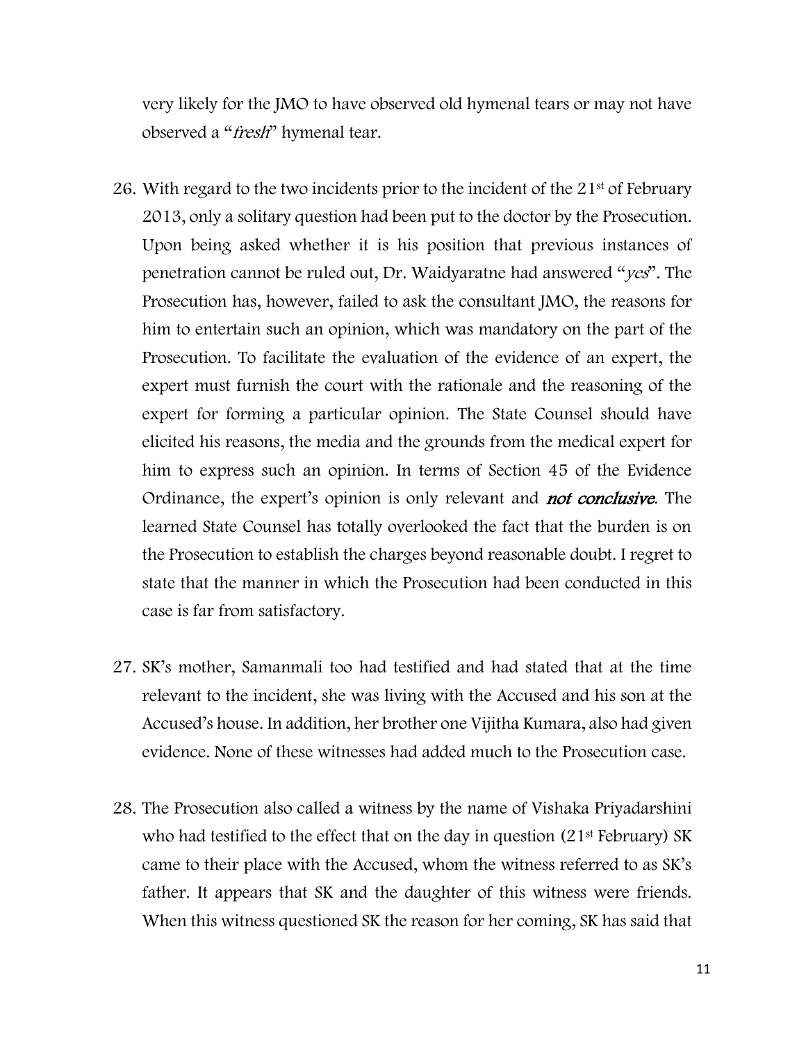very likely for the JMO to have observed old hymenal tears or may not have observed a "*fresh*" hymenal tear.

26. With regard to the two incidents prior to the incident of the 21st of February 2013, only a solitary question had been put to the doctor by the Prosecution. Upon being asked whether it is his position that previous instances of penetration cannot be ruled out, Dr. Waidyaratne had answered "*yes*". The Prosecution has, however, failed to ask the consultant JMO, the reasons for him to entertain such an opinion, which was mandatory on the part of the Prosecution. To facilitate the evaluation of the evidence of an expert, the expert must furnish the court with the rationale and the reasoning of the expert for forming a particular opinion. The State Counsel should have elicited his reasons, the media and the grounds from the medical expert for him to express such an opinion. In terms of Section 45 of the Evidence Ordinance, the expert's opinion is only relevant and ***not conclusive***. The learned State Counsel has totally overlooked the fact that the burden is on the Prosecution to establish the charges beyond reasonable doubt. I regret to state that the manner in which the Prosecution had been conducted in this case is far from satisfactory.

27. SK's mother, Samanmali too had testified and had stated that at the time relevant to the incident, she was living with the Accused and his son at the Accused's house. In addition, her brother one Vijitha Kumara, also had given evidence. None of these witnesses had added much to the Prosecution case.

28. The Prosecution also called a witness by the name of Vishaka Priyadarshini who had testified to the effect that on the day in question (21st February) SK came to their place with the Accused, whom the witness referred to as SK's father. It appears that SK and the daughter of this witness were friends. When this witness questioned SK the reason for her coming, SK has said that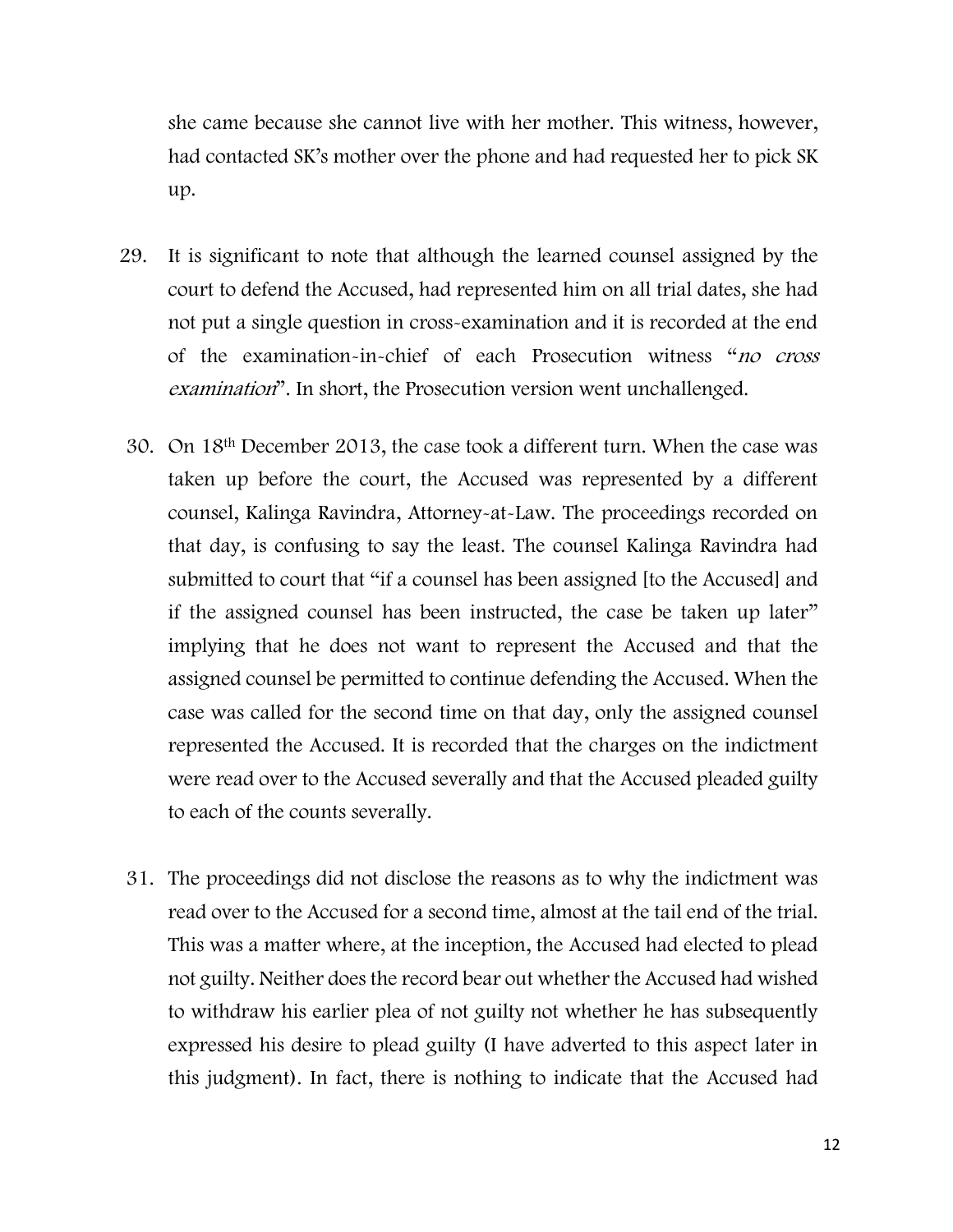she came because she cannot live with her mother. This witness, however, had contacted SK's mother over the phone and had requested her to pick SK up.

29. It is significant to note that although the learned counsel assigned by the court to defend the Accused, had represented him on all trial dates, she had not put a single question in cross-examination and it is recorded at the end of the examination-in-chief of each Prosecution witness "*no cross examination*". In short, the Prosecution version went unchallenged.

30. On 18th December 2013, the case took a different turn. When the case was taken up before the court, the Accused was represented by a different counsel, Kalinga Ravindra, Attorney-at-Law. The proceedings recorded on that day, is confusing to say the least. The counsel Kalinga Ravindra had submitted to court that "if a counsel has been assigned [to the Accused] and if the assigned counsel has been instructed, the case be taken up later" implying that he does not want to represent the Accused and that the assigned counsel be permitted to continue defending the Accused. When the case was called for the second time on that day, only the assigned counsel represented the Accused. It is recorded that the charges on the indictment were read over to the Accused severally and that the Accused pleaded guilty to each of the counts severally.

31. The proceedings did not disclose the reasons as to why the indictment was read over to the Accused for a second time, almost at the tail end of the trial. This was a matter where, at the inception, the Accused had elected to plead not guilty. Neither does the record bear out whether the Accused had wished to withdraw his earlier plea of not guilty not whether he has subsequently expressed his desire to plead guilty (I have adverted to this aspect later in this judgment). In fact, there is nothing to indicate that the Accused had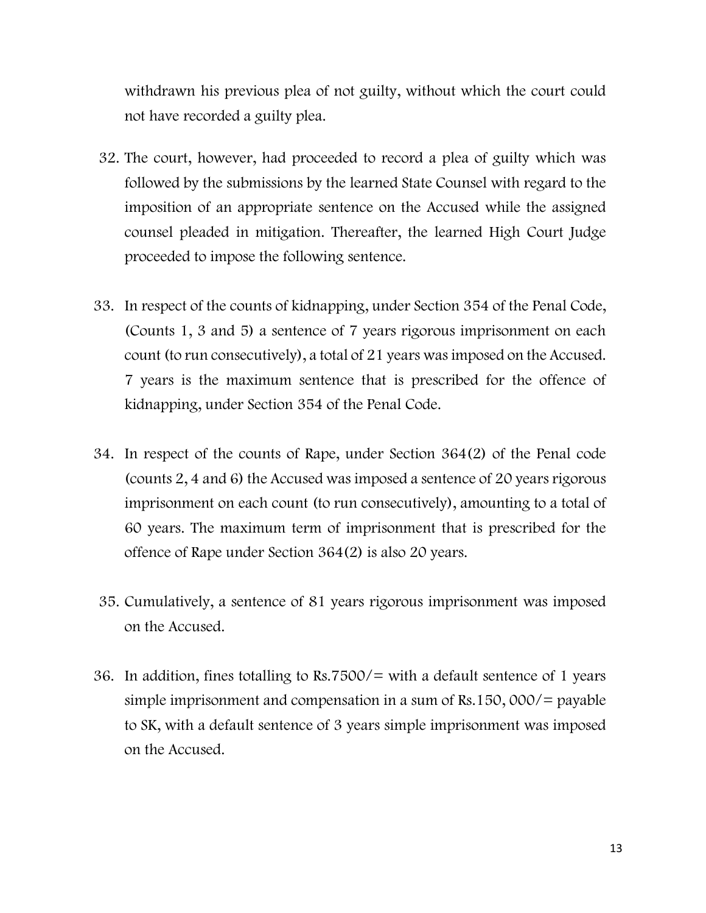withdrawn his previous plea of not guilty, without which the court could not have recorded a guilty plea.

32. The court, however, had proceeded to record a plea of guilty which was followed by the submissions by the learned State Counsel with regard to the imposition of an appropriate sentence on the Accused while the assigned counsel pleaded in mitigation. Thereafter, the learned High Court Judge proceeded to impose the following sentence.

33. In respect of the counts of kidnapping, under Section 354 of the Penal Code, (Counts 1, 3 and 5) a sentence of 7 years rigorous imprisonment on each count (to run consecutively), a total of 21 years was imposed on the Accused. 7 years is the maximum sentence that is prescribed for the offence of kidnapping, under Section 354 of the Penal Code.

34. In respect of the counts of Rape, under Section 364(2) of the Penal code (counts 2, 4 and 6) the Accused was imposed a sentence of 20 years rigorous imprisonment on each count (to run consecutively), amounting to a total of 60 years. The maximum term of imprisonment that is prescribed for the offence of Rape under Section 364(2) is also 20 years.

35. Cumulatively, a sentence of 81 years rigorous imprisonment was imposed on the Accused.

36. In addition, fines totalling to Rs.7500/= with a default sentence of 1 years simple imprisonment and compensation in a sum of Rs.150, 000/= payable to SK, with a default sentence of 3 years simple imprisonment was imposed on the Accused.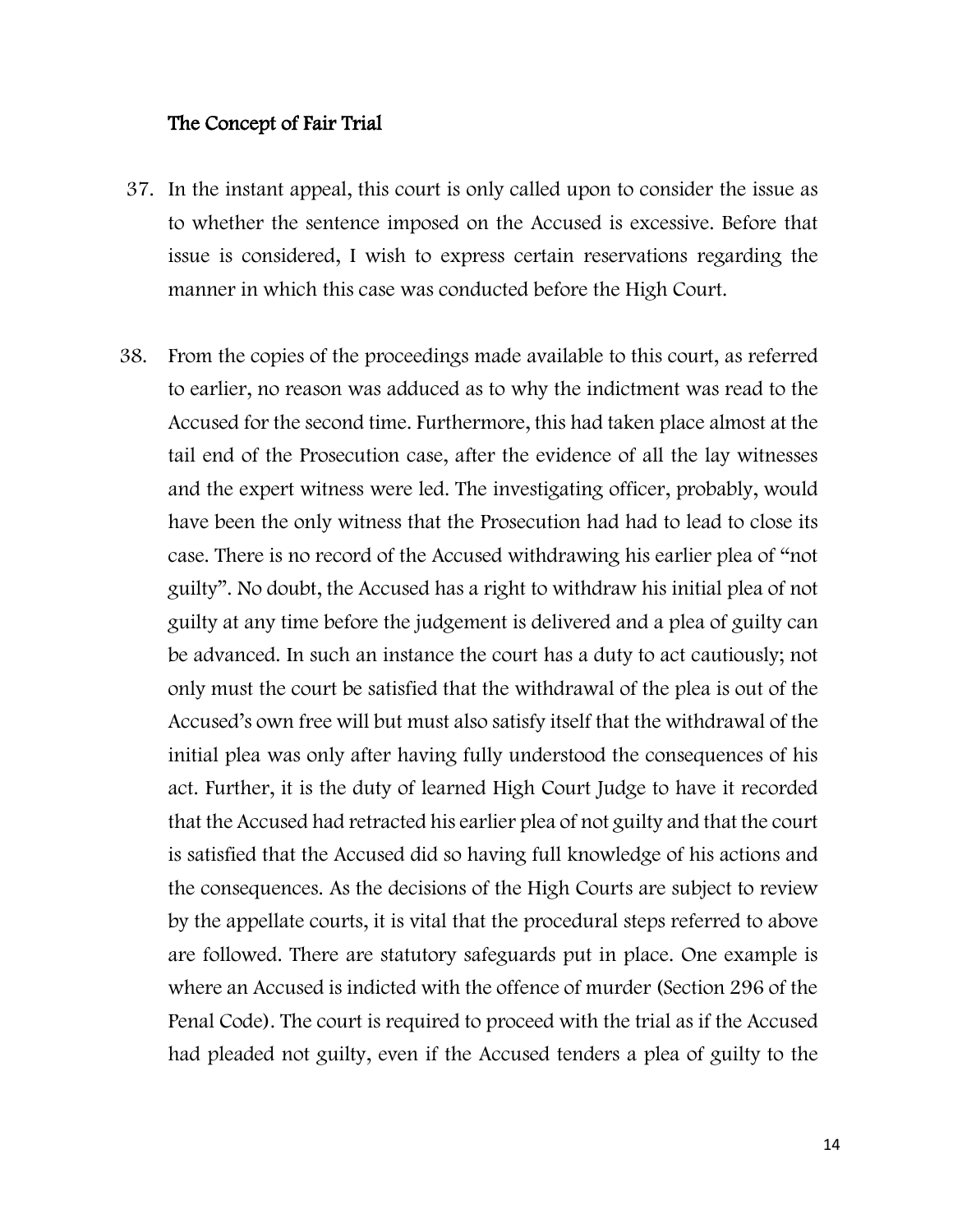## The Concept of Fair Trial

37. In the instant appeal, this court is only called upon to consider the issue as to whether the sentence imposed on the Accused is excessive. Before that issue is considered, I wish to express certain reservations regarding the manner in which this case was conducted before the High Court.

38. From the copies of the proceedings made available to this court, as referred to earlier, no reason was adduced as to why the indictment was read to the Accused for the second time. Furthermore, this had taken place almost at the tail end of the Prosecution case, after the evidence of all the lay witnesses and the expert witness were led. The investigating officer, probably, would have been the only witness that the Prosecution had had to lead to close its case. There is no record of the Accused withdrawing his earlier plea of "not guilty". No doubt, the Accused has a right to withdraw his initial plea of not guilty at any time before the judgement is delivered and a plea of guilty can be advanced. In such an instance the court has a duty to act cautiously; not only must the court be satisfied that the withdrawal of the plea is out of the Accused's own free will but must also satisfy itself that the withdrawal of the initial plea was only after having fully understood the consequences of his act. Further, it is the duty of learned High Court Judge to have it recorded that the Accused had retracted his earlier plea of not guilty and that the court is satisfied that the Accused did so having full knowledge of his actions and the consequences. As the decisions of the High Courts are subject to review by the appellate courts, it is vital that the procedural steps referred to above are followed. There are statutory safeguards put in place. One example is where an Accused is indicted with the offence of murder (Section 296 of the Penal Code). The court is required to proceed with the trial as if the Accused had pleaded not guilty, even if the Accused tenders a plea of guilty to the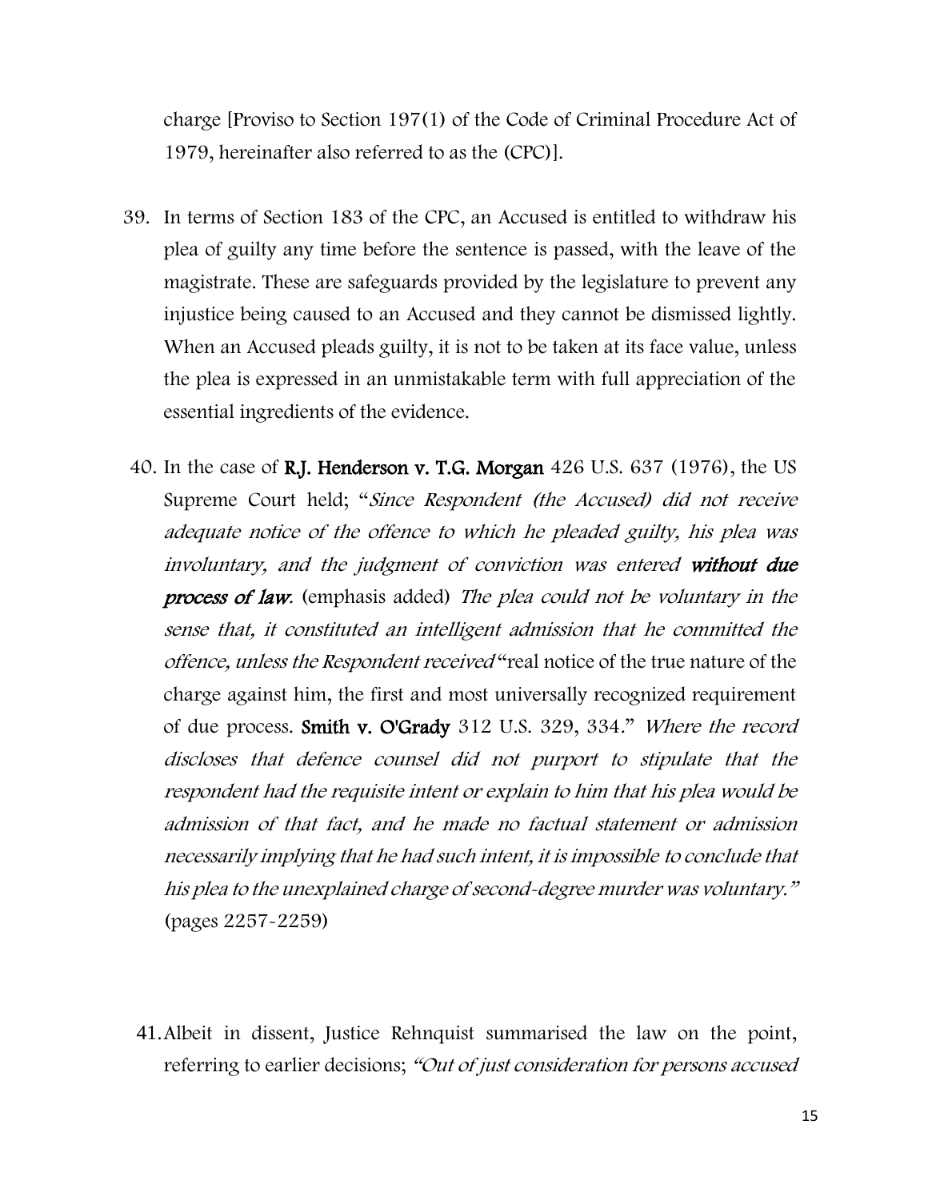charge [Proviso to Section 197(1) of the Code of Criminal Procedure Act of 1979, hereinafter also referred to as the (CPC)].

39. In terms of Section 183 of the CPC, an Accused is entitled to withdraw his plea of guilty any time before the sentence is passed, with the leave of the magistrate. These are safeguards provided by the legislature to prevent any injustice being caused to an Accused and they cannot be dismissed lightly. When an Accused pleads guilty, it is not to be taken at its face value, unless the plea is expressed in an unmistakable term with full appreciation of the essential ingredients of the evidence.

40. In the case of **R.J. Henderson v. T.G. Morgan** 426 U.S. 637 (1976), the US Supreme Court held; "*Since Respondent (the Accused) did not receive adequate notice of the offence to which he pleaded guilty, his plea was involuntary, and the judgment of conviction was entered* ***without due process of law***. (emphasis added) *The plea could not be voluntary in the sense that, it constituted an intelligent admission that he committed the offence, unless the Respondent received* "real notice of the true nature of the charge against him, the first and most universally recognized requirement of due process. **Smith v. O'Grady** 312 U.S. 329, 334." *Where the record discloses that defence counsel did not purport to stipulate that the respondent had the requisite intent or explain to him that his plea would be admission of that fact, and he made no factual statement or admission necessarily implying that he had such intent, it is impossible to conclude that his plea to the unexplained charge of second-degree murder was voluntary."* (pages 2257-2259)

41. Albeit in dissent, Justice Rehnquist summarised the law on the point, referring to earlier decisions; *"Out of just consideration for persons accused*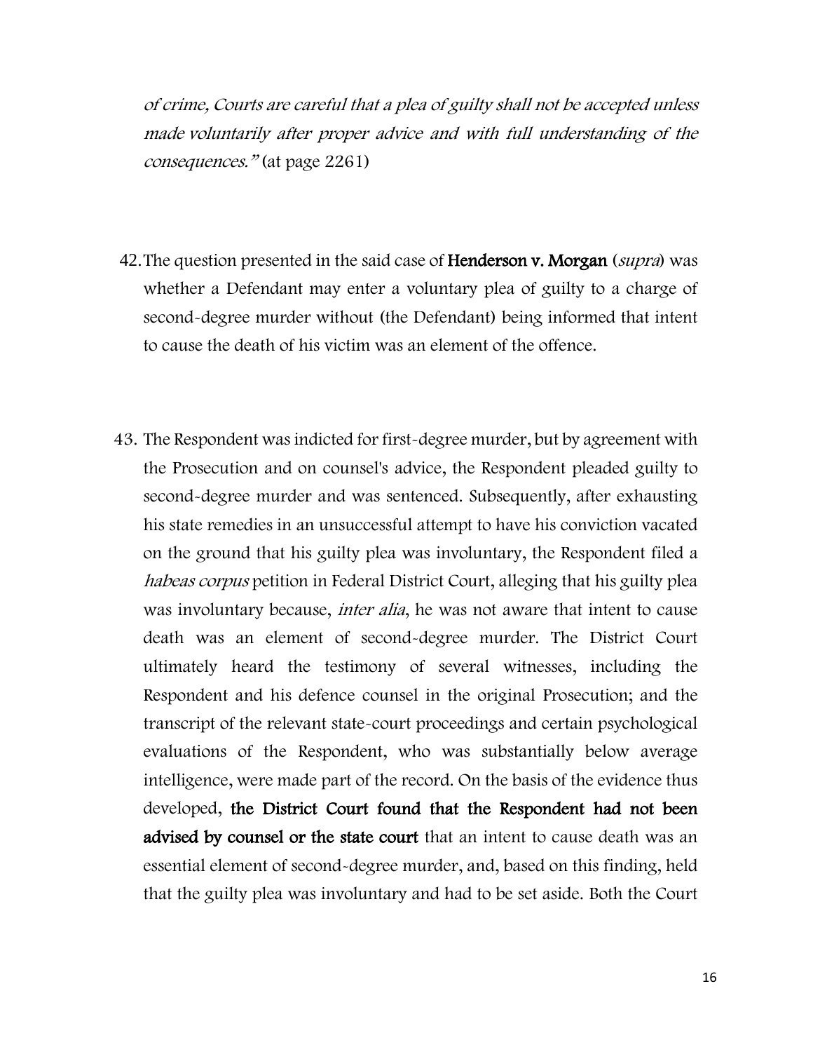*of crime, Courts are careful that a plea of guilty shall not be accepted unless made voluntarily after proper advice and with full understanding of the consequences."* (at page 2261)

42. The question presented in the said case of **Henderson v. Morgan** (*supra*) was whether a Defendant may enter a voluntary plea of guilty to a charge of second-degree murder without (the Defendant) being informed that intent to cause the death of his victim was an element of the offence.

43. The Respondent was indicted for first-degree murder, but by agreement with the Prosecution and on counsel's advice, the Respondent pleaded guilty to second-degree murder and was sentenced. Subsequently, after exhausting his state remedies in an unsuccessful attempt to have his conviction vacated on the ground that his guilty plea was involuntary, the Respondent filed a *habeas corpus* petition in Federal District Court, alleging that his guilty plea was involuntary because, *inter alia*, he was not aware that intent to cause death was an element of second-degree murder. The District Court ultimately heard the testimony of several witnesses, including the Respondent and his defence counsel in the original Prosecution; and the transcript of the relevant state-court proceedings and certain psychological evaluations of the Respondent, who was substantially below average intelligence, were made part of the record. On the basis of the evidence thus developed, **the District Court found that the Respondent had not been advised by counsel or the state court** that an intent to cause death was an essential element of second-degree murder, and, based on this finding, held that the guilty plea was involuntary and had to be set aside. Both the Court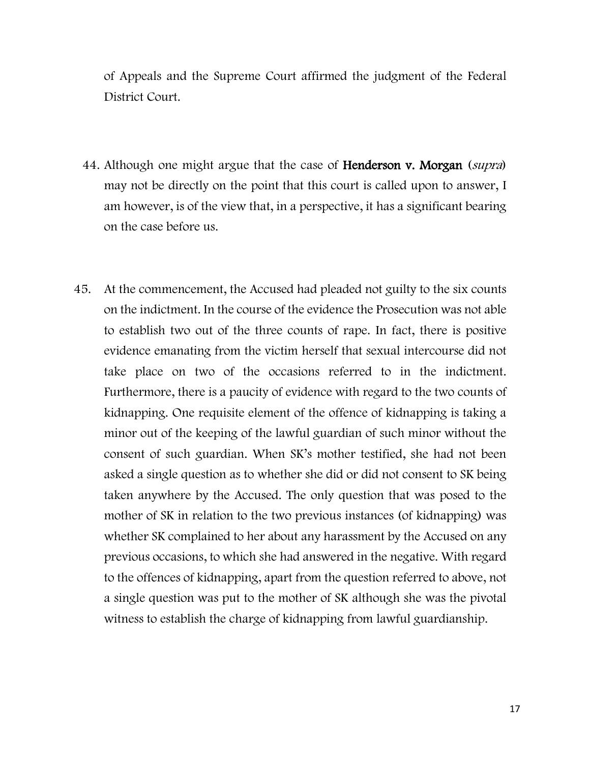of Appeals and the Supreme Court affirmed the judgment of the Federal District Court.

44. Although one might argue that the case of **Henderson v. Morgan** (*supra*) may not be directly on the point that this court is called upon to answer, I am however, is of the view that, in a perspective, it has a significant bearing on the case before us.

45. At the commencement, the Accused had pleaded not guilty to the six counts on the indictment. In the course of the evidence the Prosecution was not able to establish two out of the three counts of rape. In fact, there is positive evidence emanating from the victim herself that sexual intercourse did not take place on two of the occasions referred to in the indictment. Furthermore, there is a paucity of evidence with regard to the two counts of kidnapping. One requisite element of the offence of kidnapping is taking a minor out of the keeping of the lawful guardian of such minor without the consent of such guardian. When SK's mother testified, she had not been asked a single question as to whether she did or did not consent to SK being taken anywhere by the Accused. The only question that was posed to the mother of SK in relation to the two previous instances (of kidnapping) was whether SK complained to her about any harassment by the Accused on any previous occasions, to which she had answered in the negative. With regard to the offences of kidnapping, apart from the question referred to above, not a single question was put to the mother of SK although she was the pivotal witness to establish the charge of kidnapping from lawful guardianship.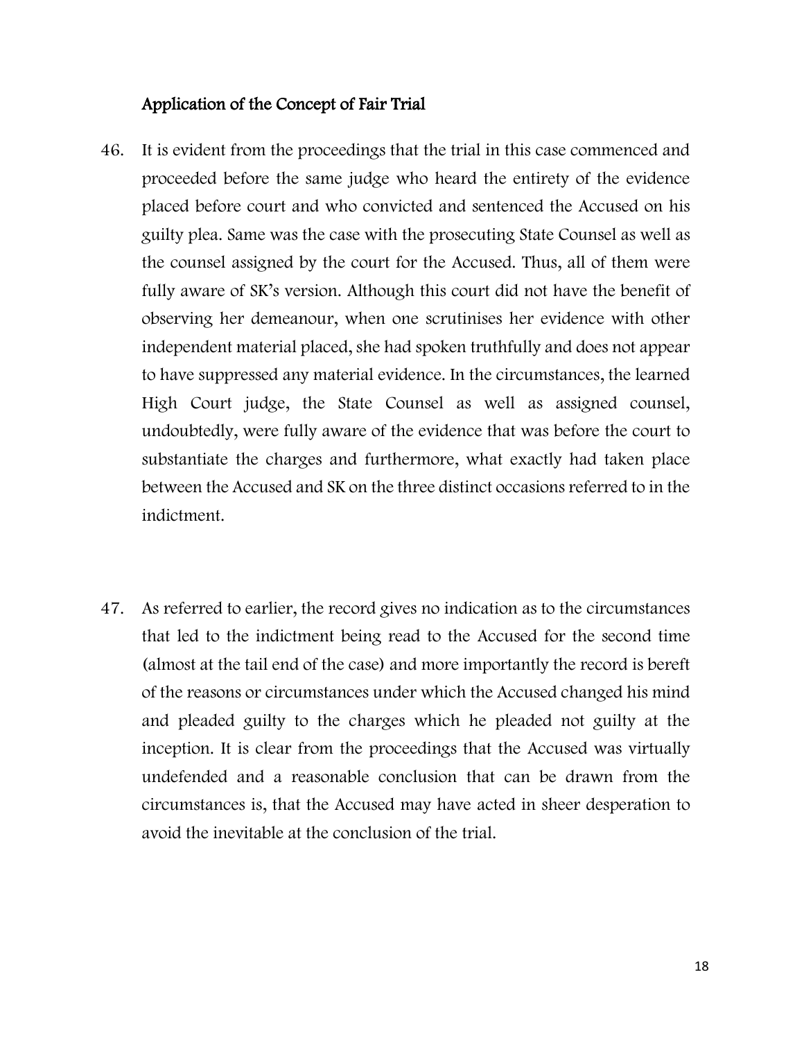## Application of the Concept of Fair Trial

46. It is evident from the proceedings that the trial in this case commenced and proceeded before the same judge who heard the entirety of the evidence placed before court and who convicted and sentenced the Accused on his guilty plea. Same was the case with the prosecuting State Counsel as well as the counsel assigned by the court for the Accused. Thus, all of them were fully aware of SK's version. Although this court did not have the benefit of observing her demeanour, when one scrutinises her evidence with other independent material placed, she had spoken truthfully and does not appear to have suppressed any material evidence. In the circumstances, the learned High Court judge, the State Counsel as well as assigned counsel, undoubtedly, were fully aware of the evidence that was before the court to substantiate the charges and furthermore, what exactly had taken place between the Accused and SK on the three distinct occasions referred to in the indictment.

47. As referred to earlier, the record gives no indication as to the circumstances that led to the indictment being read to the Accused for the second time (almost at the tail end of the case) and more importantly the record is bereft of the reasons or circumstances under which the Accused changed his mind and pleaded guilty to the charges which he pleaded not guilty at the inception. It is clear from the proceedings that the Accused was virtually undefended and a reasonable conclusion that can be drawn from the circumstances is, that the Accused may have acted in sheer desperation to avoid the inevitable at the conclusion of the trial.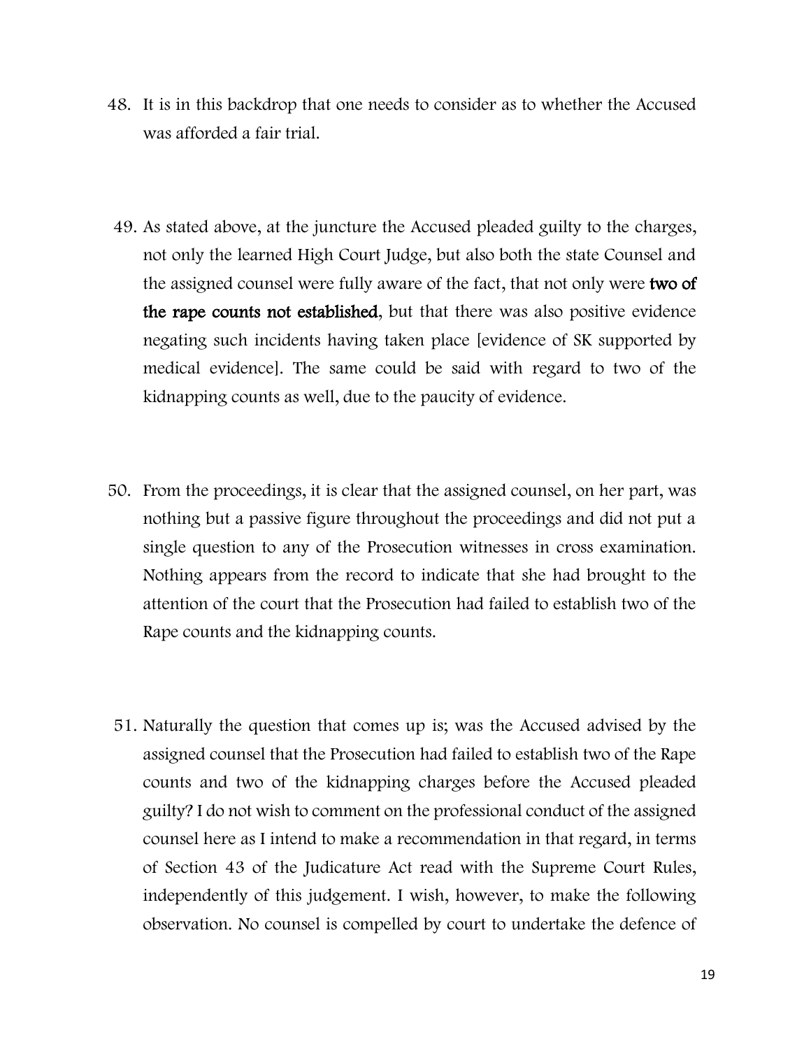48. It is in this backdrop that one needs to consider as to whether the Accused was afforded a fair trial.

49. As stated above, at the juncture the Accused pleaded guilty to the charges, not only the learned High Court Judge, but also both the state Counsel and the assigned counsel were fully aware of the fact, that not only were **two of the rape counts not established**, but that there was also positive evidence negating such incidents having taken place [evidence of SK supported by medical evidence]. The same could be said with regard to two of the kidnapping counts as well, due to the paucity of evidence.

50. From the proceedings, it is clear that the assigned counsel, on her part, was nothing but a passive figure throughout the proceedings and did not put a single question to any of the Prosecution witnesses in cross examination. Nothing appears from the record to indicate that she had brought to the attention of the court that the Prosecution had failed to establish two of the Rape counts and the kidnapping counts.

51. Naturally the question that comes up is; was the Accused advised by the assigned counsel that the Prosecution had failed to establish two of the Rape counts and two of the kidnapping charges before the Accused pleaded guilty? I do not wish to comment on the professional conduct of the assigned counsel here as I intend to make a recommendation in that regard, in terms of Section 43 of the Judicature Act read with the Supreme Court Rules, independently of this judgement. I wish, however, to make the following observation. No counsel is compelled by court to undertake the defence of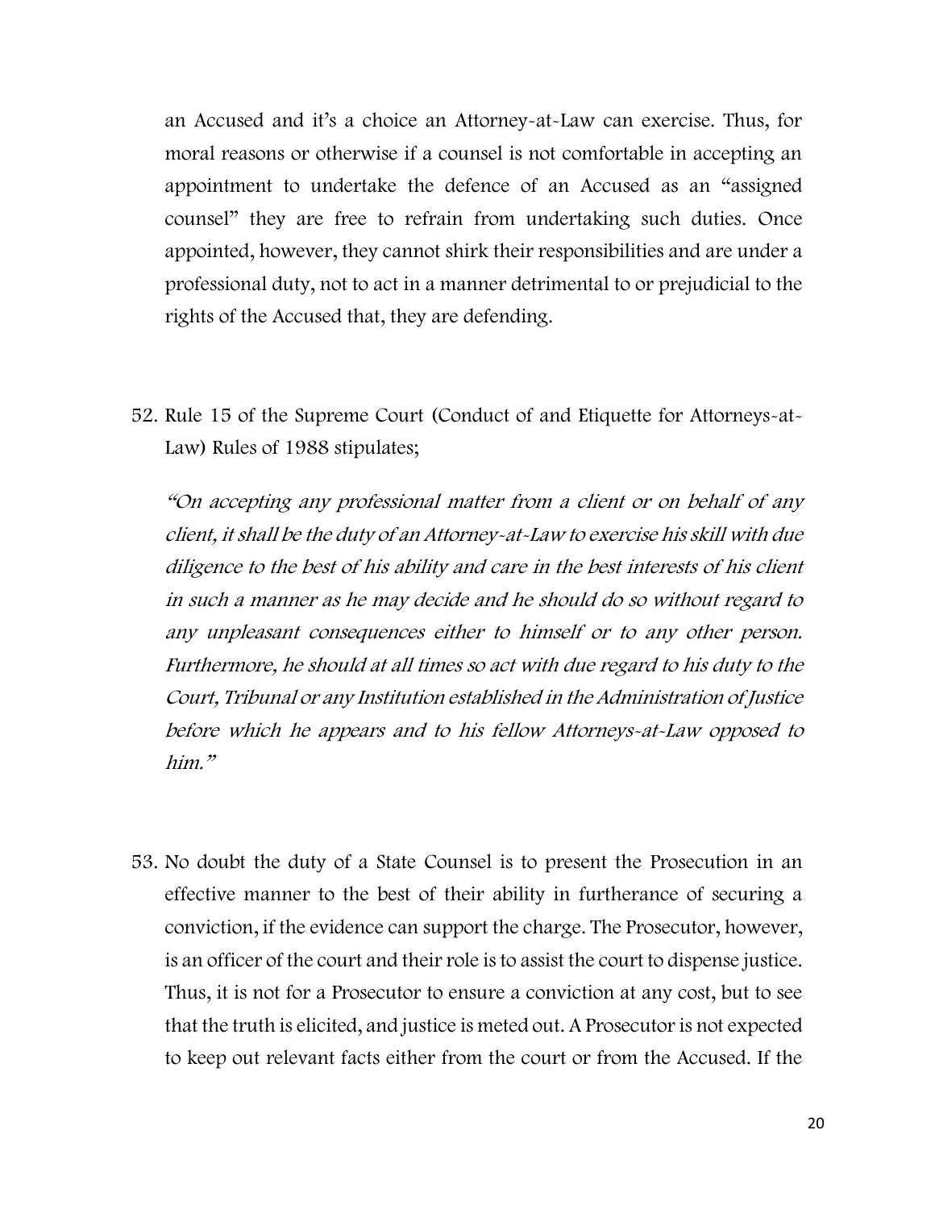an Accused and it's a choice an Attorney-at-Law can exercise. Thus, for moral reasons or otherwise if a counsel is not comfortable in accepting an appointment to undertake the defence of an Accused as an "assigned counsel" they are free to refrain from undertaking such duties. Once appointed, however, they cannot shirk their responsibilities and are under a professional duty, not to act in a manner detrimental to or prejudicial to the rights of the Accused that, they are defending.

52. Rule 15 of the Supreme Court (Conduct of and Etiquette for Attorneys-at-Law) Rules of 1988 stipulates;

    *"On accepting any professional matter from a client or on behalf of any client, it shall be the duty of an Attorney-at-Law to exercise his skill with due diligence to the best of his ability and care in the best interests of his client in such a manner as he may decide and he should do so without regard to any unpleasant consequences either to himself or to any other person. Furthermore, he should at all times so act with due regard to his duty to the Court, Tribunal or any Institution established in the Administration of Justice before which he appears and to his fellow Attorneys-at-Law opposed to him."*

53. No doubt the duty of a State Counsel is to present the Prosecution in an effective manner to the best of their ability in furtherance of securing a conviction, if the evidence can support the charge. The Prosecutor, however, is an officer of the court and their role is to assist the court to dispense justice. Thus, it is not for a Prosecutor to ensure a conviction at any cost, but to see that the truth is elicited, and justice is meted out. A Prosecutor is not expected to keep out relevant facts either from the court or from the Accused. If the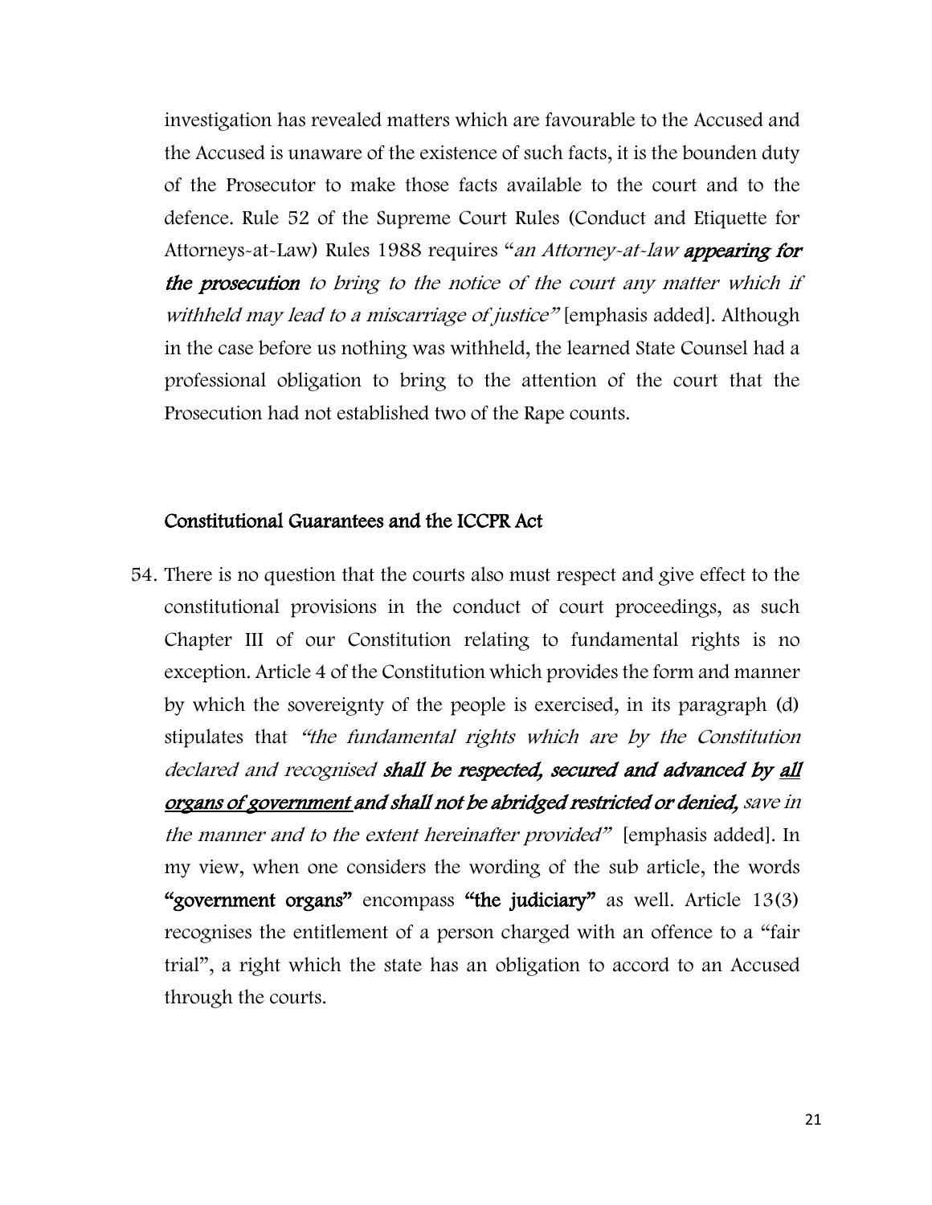investigation has revealed matters which are favourable to the Accused and the Accused is unaware of the existence of such facts, it is the bounden duty of the Prosecutor to make those facts available to the court and to the defence. Rule 52 of the Supreme Court Rules (Conduct and Etiquette for Attorneys-at-Law) Rules 1988 requires "*an Attorney-at-law* ***appearing for the prosecution*** *to bring to the notice of the court any matter which if withheld may lead to a miscarriage of justice"* [emphasis added]. Although in the case before us nothing was withheld, the learned State Counsel had a professional obligation to bring to the attention of the court that the Prosecution had not established two of the Rape counts.

## Constitutional Guarantees and the ICCPR Act

54. There is no question that the courts also must respect and give effect to the constitutional provisions in the conduct of court proceedings, as such Chapter III of our Constitution relating to fundamental rights is no exception. Article 4 of the Constitution which provides the form and manner by which the sovereignty of the people is exercised, in its paragraph (d) stipulates that *"the fundamental rights which are by the Constitution declared and recognised* ***shall be respected, secured and advanced by <u>all organs of government</u> and shall not be abridged restricted or denied,*** *save in the manner and to the extent hereinafter provided"* [emphasis added]. In my view, when one considers the wording of the sub article, the words **"government organs"** encompass **"the judiciary"** as well. Article 13(3) recognises the entitlement of a person charged with an offence to a "fair trial", a right which the state has an obligation to accord to an Accused through the courts.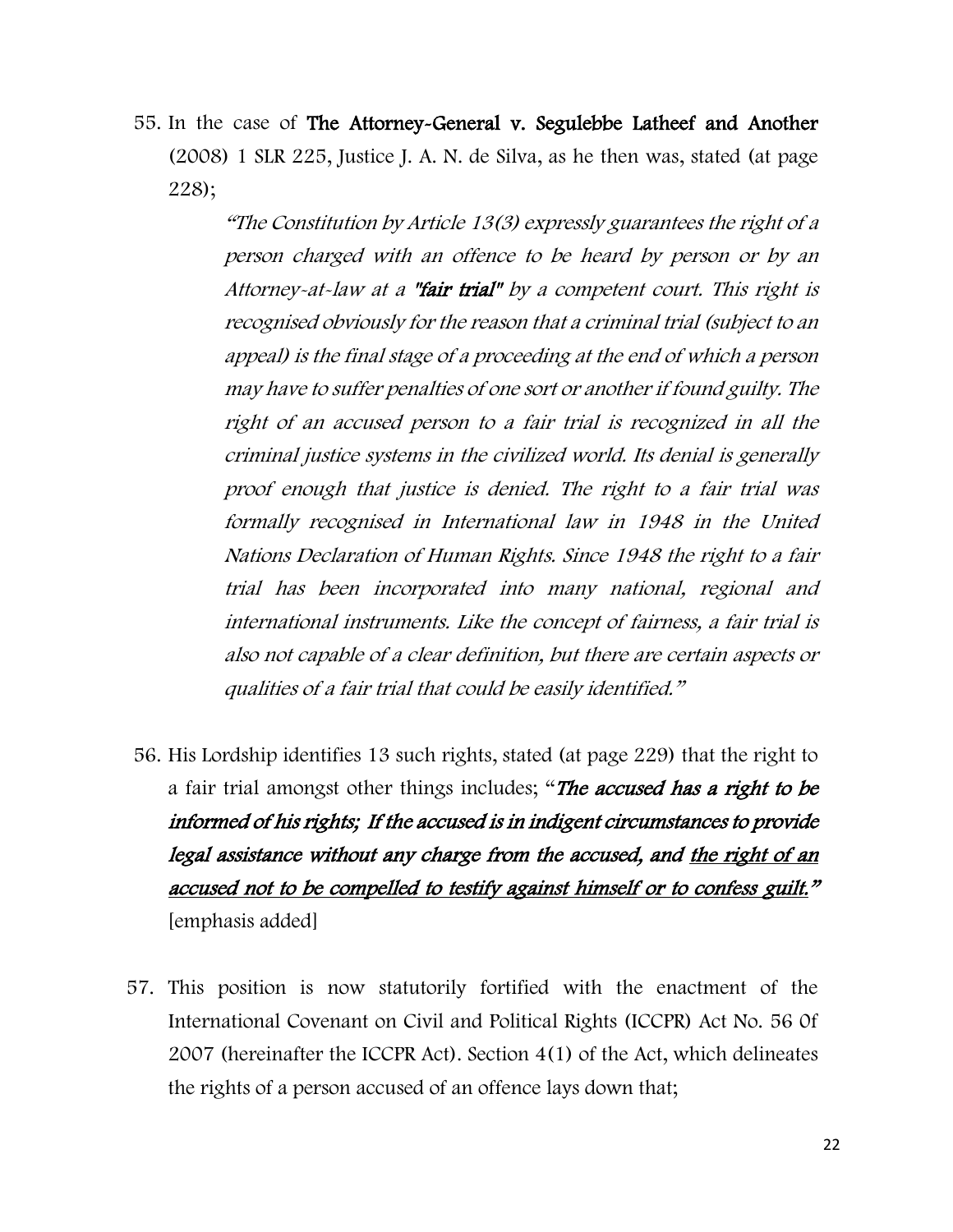55. In the case of **The Attorney-General v. Segulebbe Latheef and Another** (2008) 1 SLR 225, Justice J. A. N. de Silva, as he then was, stated (at page 228);

> *"The Constitution by Article 13(3) expressly guarantees the right of a person charged with an offence to be heard by person or by an Attorney-at-law at a* ***"fair trial"*** *by a competent court. This right is recognised obviously for the reason that a criminal trial (subject to an appeal) is the final stage of a proceeding at the end of which a person may have to suffer penalties of one sort or another if found guilty. The right of an accused person to a fair trial is recognized in all the criminal justice systems in the civilized world. Its denial is generally proof enough that justice is denied. The right to a fair trial was formally recognised in International law in 1948 in the United Nations Declaration of Human Rights. Since 1948 the right to a fair trial has been incorporated into many national, regional and international instruments. Like the concept of fairness, a fair trial is also not capable of a clear definition, but there are certain aspects or qualities of a fair trial that could be easily identified."*

56. His Lordship identifies 13 such rights, stated (at page 229) that the right to a fair trial amongst other things includes; "***The accused has a right to be informed of his rights; If the accused is in indigent circumstances to provide legal assistance without any charge from the accused, and <u>the right of an accused not to be compelled to testify against himself or to confess guilt.</u>"*** [emphasis added]

57. This position is now statutorily fortified with the enactment of the International Covenant on Civil and Political Rights (ICCPR) Act No. 56 0f 2007 (hereinafter the ICCPR Act). Section 4(1) of the Act, which delineates the rights of a person accused of an offence lays down that;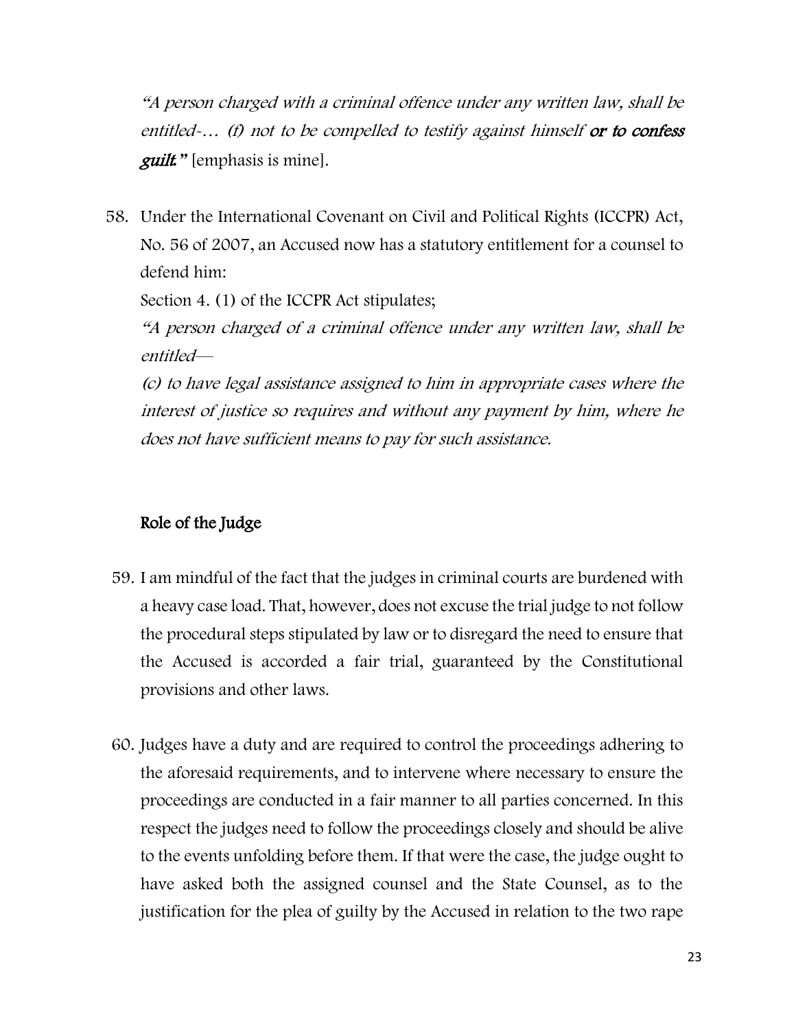*"A person charged with a criminal offence under any written law, shall be entitled-… (f) not to be compelled to testify against himself* ***or to confess guilt."*** [emphasis is mine].

58. Under the International Covenant on Civil and Political Rights (ICCPR) Act, No. 56 of 2007, an Accused now has a statutory entitlement for a counsel to defend him:

    Section 4. (1) of the ICCPR Act stipulates;

    *"A person charged of a criminal offence under any written law, shall be entitled—*

    *(c) to have legal assistance assigned to him in appropriate cases where the interest of justice so requires and without any payment by him, where he does not have sufficient means to pay for such assistance.*

## Role of the Judge

59. I am mindful of the fact that the judges in criminal courts are burdened with a heavy case load. That, however, does not excuse the trial judge to not follow the procedural steps stipulated by law or to disregard the need to ensure that the Accused is accorded a fair trial, guaranteed by the Constitutional provisions and other laws.

60. Judges have a duty and are required to control the proceedings adhering to the aforesaid requirements, and to intervene where necessary to ensure the proceedings are conducted in a fair manner to all parties concerned. In this respect the judges need to follow the proceedings closely and should be alive to the events unfolding before them. If that were the case, the judge ought to have asked both the assigned counsel and the State Counsel, as to the justification for the plea of guilty by the Accused in relation to the two rape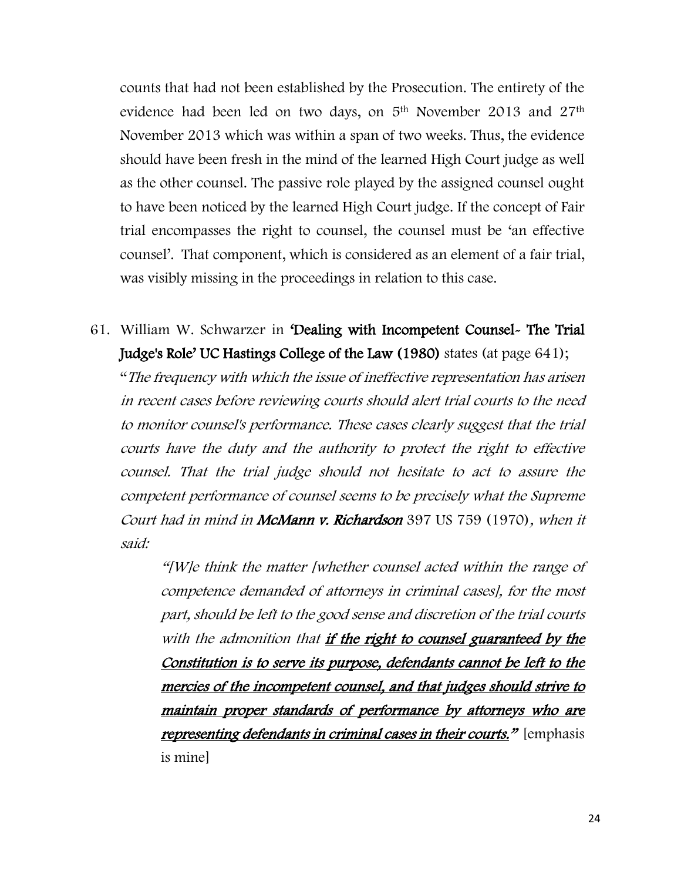counts that had not been established by the Prosecution. The entirety of the evidence had been led on two days, on 5th November 2013 and 27th November 2013 which was within a span of two weeks. Thus, the evidence should have been fresh in the mind of the learned High Court judge as well as the other counsel. The passive role played by the assigned counsel ought to have been noticed by the learned High Court judge. If the concept of Fair trial encompasses the right to counsel, the counsel must be 'an effective counsel'. That component, which is considered as an element of a fair trial, was visibly missing in the proceedings in relation to this case.

61. William W. Schwarzer in **'Dealing with Incompetent Counsel- The Trial Judge's Role' UC Hastings College of the Law (1980)** states (at page 641);

"*The frequency with which the issue of ineffective representation has arisen in recent cases before reviewing courts should alert trial courts to the need to monitor counsel's performance. These cases clearly suggest that the trial courts have the duty and the authority to protect the right to effective counsel. That the trial judge should not hesitate to act to assure the competent performance of counsel seems to be precisely what the Supreme Court had in mind in* ***McMann v. Richardson*** 397 US 759 (1970)*, when it said:*

> *"[W]e think the matter [whether counsel acted within the range of competence demanded of attorneys in criminal cases], for the most part, should be left to the good sense and discretion of the trial courts with the admonition that* ***<u>if the right to counsel guaranteed by the Constitution is to serve its purpose, defendants cannot be left to the mercies of the incompetent counsel, and that judges should strive to maintain proper standards of performance by attorneys who are representing defendants in criminal cases in their courts.</u>"*** [emphasis is mine]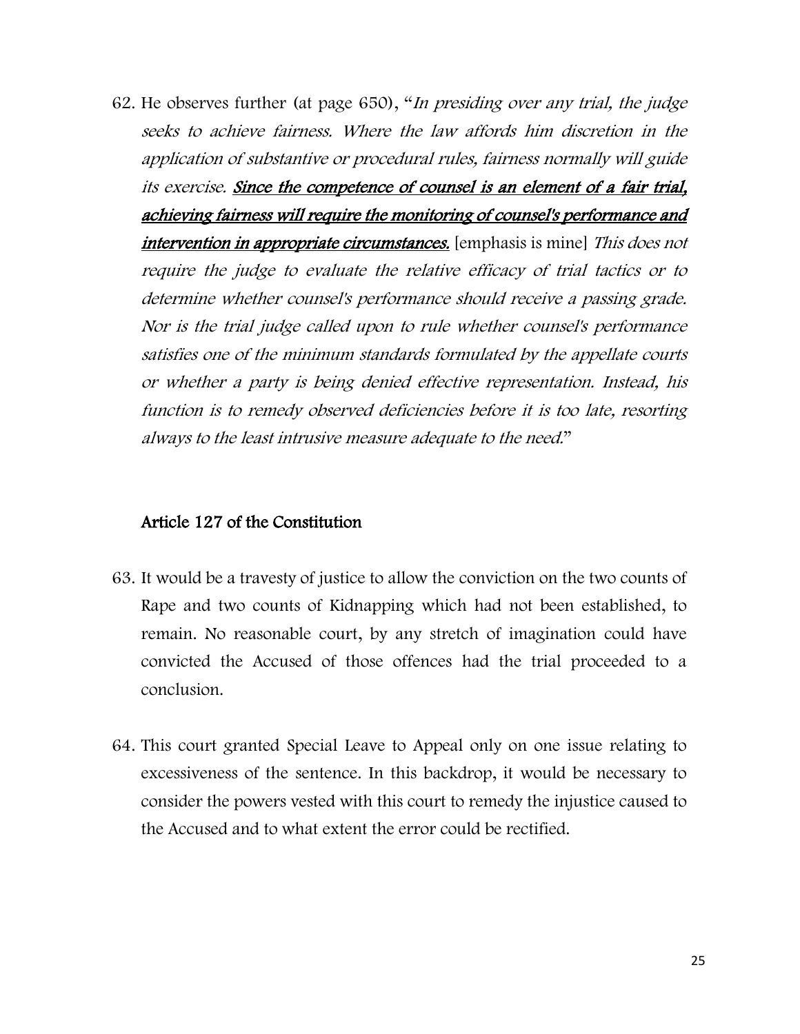62. He observes further (at page 650), "*In presiding over any trial, the judge seeks to achieve fairness. Where the law affords him discretion in the application of substantive or procedural rules, fairness normally will guide its exercise.* ***<u>Since the competence of counsel is an element of a fair trial, achieving fairness will require the monitoring of counsel's performance and intervention in appropriate circumstances.</u>*** [emphasis is mine] *This does not require the judge to evaluate the relative efficacy of trial tactics or to determine whether counsel's performance should receive a passing grade. Nor is the trial judge called upon to rule whether counsel's performance satisfies one of the minimum standards formulated by the appellate courts or whether a party is being denied effective representation. Instead, his function is to remedy observed deficiencies before it is too late, resorting always to the least intrusive measure adequate to the need.*"

## Article 127 of the Constitution

63. It would be a travesty of justice to allow the conviction on the two counts of Rape and two counts of Kidnapping which had not been established, to remain. No reasonable court, by any stretch of imagination could have convicted the Accused of those offences had the trial proceeded to a conclusion.

64. This court granted Special Leave to Appeal only on one issue relating to excessiveness of the sentence. In this backdrop, it would be necessary to consider the powers vested with this court to remedy the injustice caused to the Accused and to what extent the error could be rectified.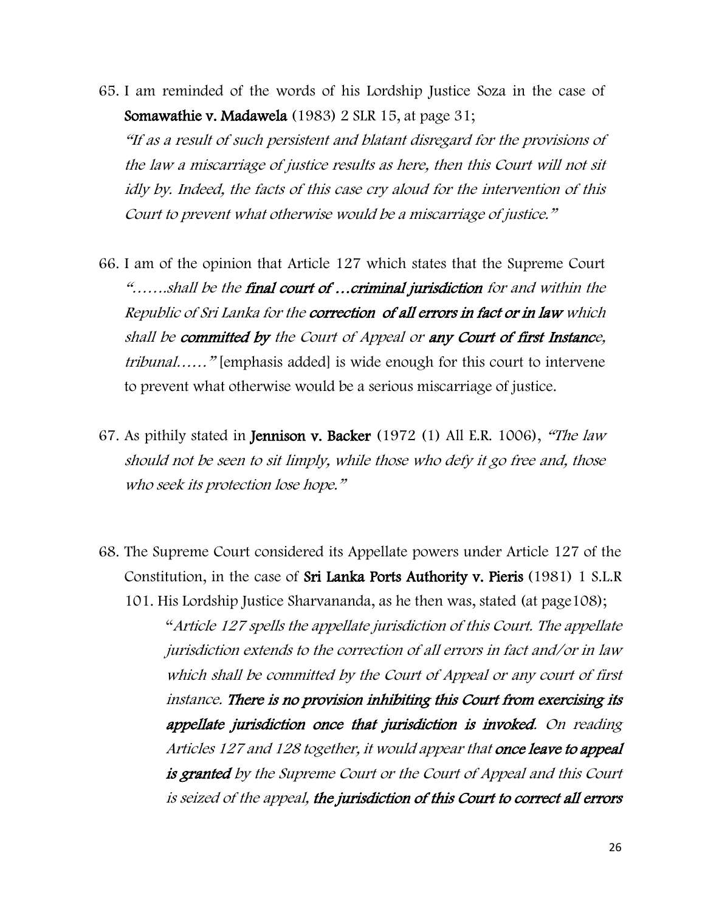65. I am reminded of the words of his Lordship Justice Soza in the case of **Somawathie v. Madawela** (1983) 2 SLR 15, at page 31;
*"If as a result of such persistent and blatant disregard for the provisions of the law a miscarriage of justice results as here, then this Court will not sit idly by. Indeed, the facts of this case cry aloud for the intervention of this Court to prevent what otherwise would be a miscarriage of justice."*

66. I am of the opinion that Article 127 which states that the Supreme Court *"…….shall be the **final court of …criminal jurisdiction** for and within the Republic of Sri Lanka for the **correction of all errors in fact or in law** which shall be **committed by** the Court of Appeal or **any Court of first Instance**, tribunal……"* [emphasis added] is wide enough for this court to intervene to prevent what otherwise would be a serious miscarriage of justice.

67. As pithily stated in **Jennison v. Backer** (1972 (1) All E.R. 1006), *"The law should not be seen to sit limply, while those who defy it go free and, those who seek its protection lose hope."*

68. The Supreme Court considered its Appellate powers under Article 127 of the Constitution, in the case of **Sri Lanka Ports Authority v. Pieris** (1981) 1 S.L.R 101. His Lordship Justice Sharvananda, as he then was, stated (at page108);

"*Article 127 spells the appellate jurisdiction of this Court. The appellate jurisdiction extends to the correction of all errors in fact and/or in law which shall be committed by the Court of Appeal or any court of first instance. **There is no provision inhibiting this Court from exercising its appellate jurisdiction once that jurisdiction is invoked**. On reading Articles 127 and 128 together, it would appear that **once leave to appeal is granted** by the Supreme Court or the Court of Appeal and this Court is seized of the appeal, **the jurisdiction of this Court to correct all errors***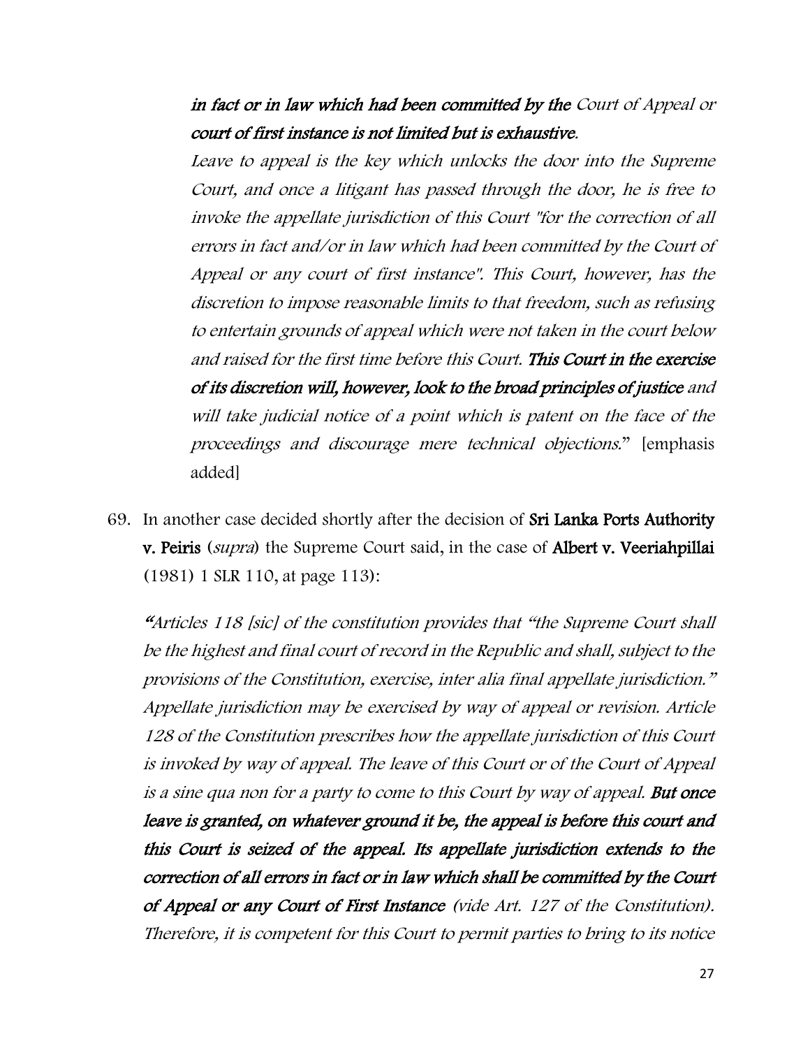> ***in fact or in law which had been committed by the*** *Court of Appeal or* ***court of first instance is not limited but is exhaustive****.*
>
> *Leave to appeal is the key which unlocks the door into the Supreme Court, and once a litigant has passed through the door, he is free to invoke the appellate jurisdiction of this Court "for the correction of all errors in fact and/or in law which had been committed by the Court of Appeal or any court of first instance". This Court, however, has the discretion to impose reasonable limits to that freedom, such as refusing to entertain grounds of appeal which were not taken in the court below and raised for the first time before this Court.* ***This Court in the exercise of its discretion will, however, look to the broad principles of justice*** *and will take judicial notice of a point which is patent on the face of the proceedings and discourage mere technical objections.*" [emphasis added]

69. In another case decided shortly after the decision of **Sri Lanka Ports Authority v. Peiris** (*supra*) the Supreme Court said, in the case of **Albert v. Veeriahpillai** (1981) 1 SLR 110, at page 113):

> *"Articles 118 [sic] of the constitution provides that "the Supreme Court shall be the highest and final court of record in the Republic and shall, subject to the provisions of the Constitution, exercise, inter alia final appellate jurisdiction." Appellate jurisdiction may be exercised by way of appeal or revision. Article 128 of the Constitution prescribes how the appellate jurisdiction of this Court is invoked by way of appeal. The leave of this Court or of the Court of Appeal is a sine qua non for a party to come to this Court by way of appeal.* ***But once leave is granted, on whatever ground it be, the appeal is before this court and this Court is seized of the appeal. Its appellate jurisdiction extends to the correction of all errors in fact or in law which shall be committed by the Court of Appeal or any Court of First Instance*** *(vide Art. 127 of the Constitution). Therefore, it is competent for this Court to permit parties to bring to its notice*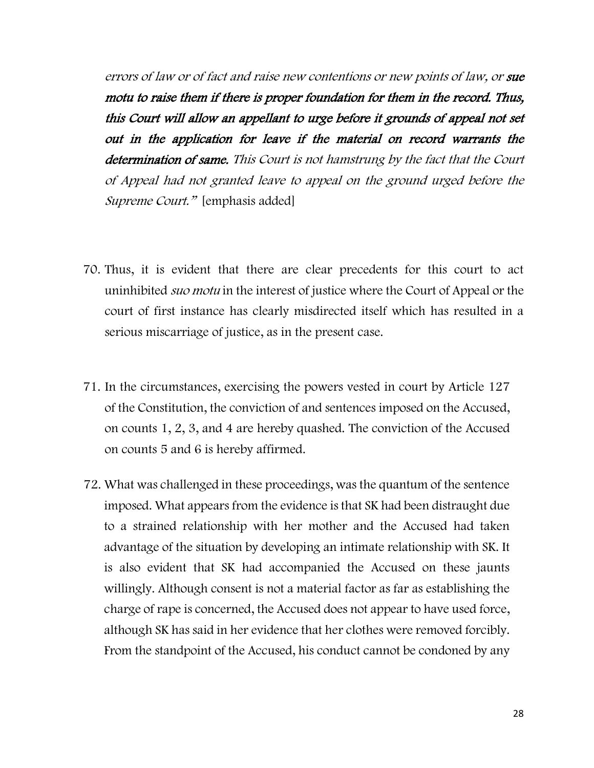*errors of law or of fact and raise new contentions or new points of law, or* ***sue motu to raise them if there is proper foundation for them in the record. Thus, this Court will allow an appellant to urge before it grounds of appeal not set out in the application for leave if the material on record warrants the determination of same.*** *This Court is not hamstrung by the fact that the Court of Appeal had not granted leave to appeal on the ground urged before the Supreme Court."* [emphasis added]

70. Thus, it is evident that there are clear precedents for this court to act uninhibited *suo motu* in the interest of justice where the Court of Appeal or the court of first instance has clearly misdirected itself which has resulted in a serious miscarriage of justice, as in the present case.

71. In the circumstances, exercising the powers vested in court by Article 127 of the Constitution, the conviction of and sentences imposed on the Accused, on counts 1, 2, 3, and 4 are hereby quashed. The conviction of the Accused on counts 5 and 6 is hereby affirmed.

72. What was challenged in these proceedings, was the quantum of the sentence imposed. What appears from the evidence is that SK had been distraught due to a strained relationship with her mother and the Accused had taken advantage of the situation by developing an intimate relationship with SK. It is also evident that SK had accompanied the Accused on these jaunts willingly. Although consent is not a material factor as far as establishing the charge of rape is concerned, the Accused does not appear to have used force, although SK has said in her evidence that her clothes were removed forcibly. From the standpoint of the Accused, his conduct cannot be condoned by any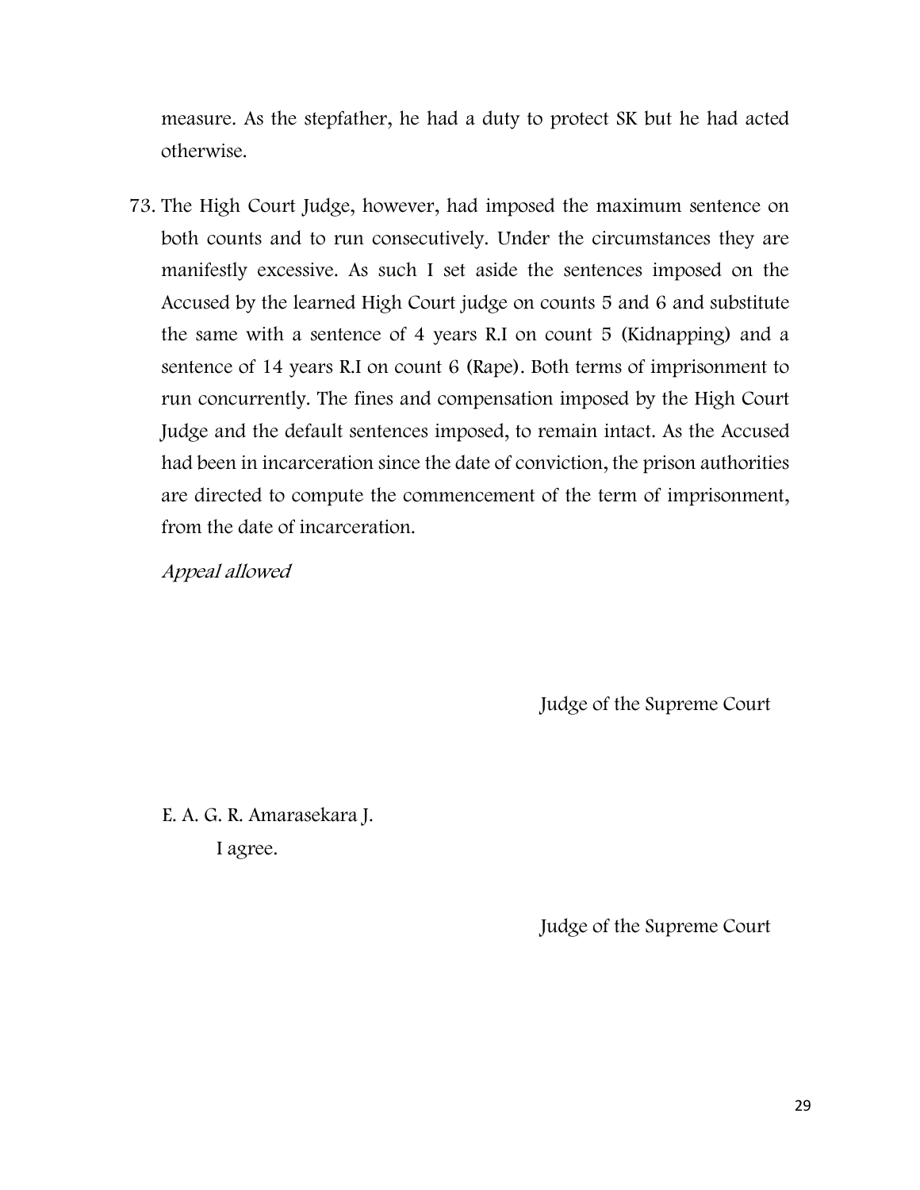measure. As the stepfather, he had a duty to protect SK but he had acted otherwise.

73. The High Court Judge, however, had imposed the maximum sentence on both counts and to run consecutively. Under the circumstances they are manifestly excessive. As such I set aside the sentences imposed on the Accused by the learned High Court judge on counts 5 and 6 and substitute the same with a sentence of 4 years R.I on count 5 (Kidnapping) and a sentence of 14 years R.I on count 6 (Rape). Both terms of imprisonment to run concurrently. The fines and compensation imposed by the High Court Judge and the default sentences imposed, to remain intact. As the Accused had been in incarceration since the date of conviction, the prison authorities are directed to compute the commencement of the term of imprisonment, from the date of incarceration.

*Appeal allowed*

Judge of the Supreme Court

E. A. G. R. Amarasekara J.

I agree.

Judge of the Supreme Court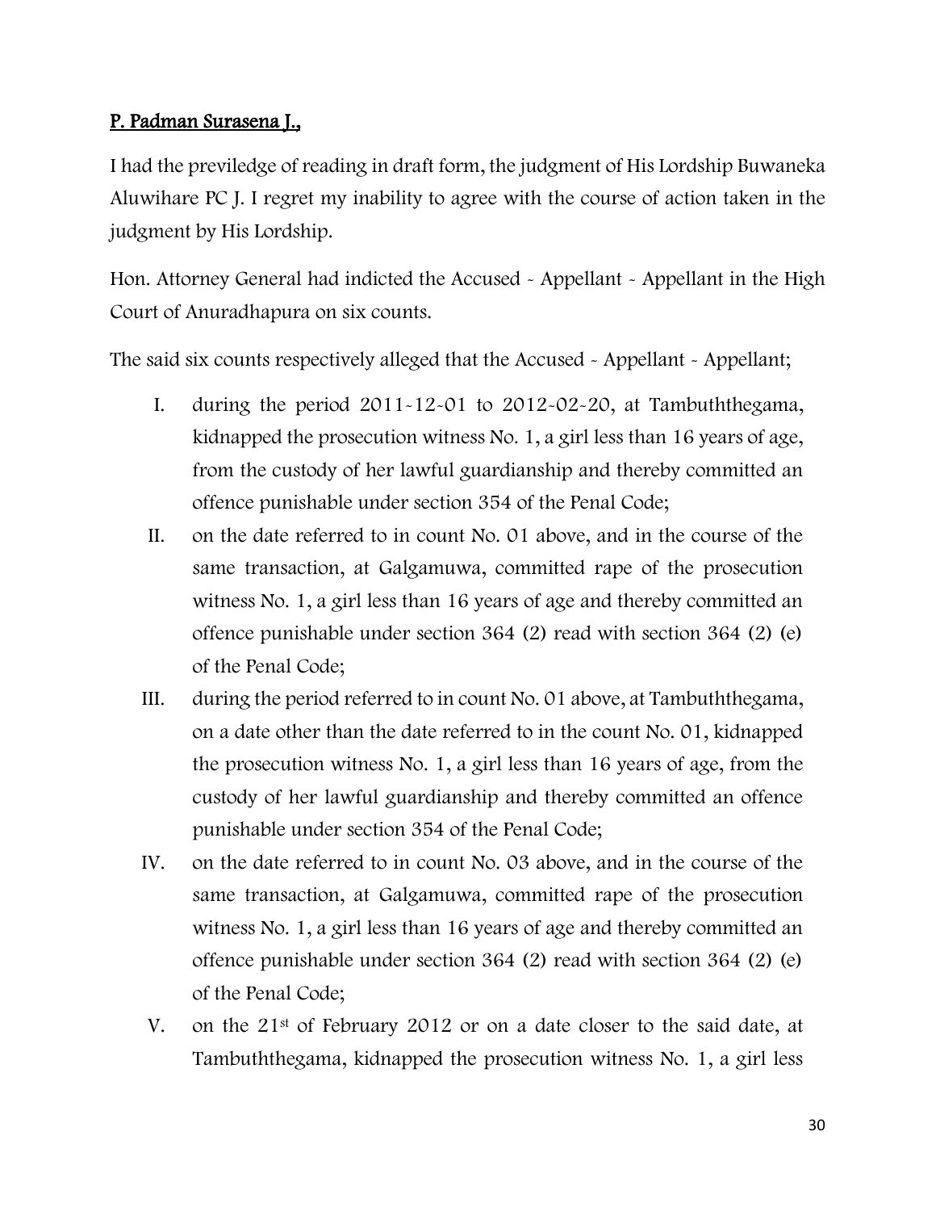**P. Padman Surasena J.,**

I had the previledge of reading in draft form, the judgment of His Lordship Buwaneka Aluwihare PC J. I regret my inability to agree with the course of action taken in the judgment by His Lordship.

Hon. Attorney General had indicted the Accused - Appellant - Appellant in the High Court of Anuradhapura on six counts.

The said six counts respectively alleged that the Accused - Appellant - Appellant;

I. during the period 2011-12-01 to 2012-02-20, at Tambuththegama, kidnapped the prosecution witness No. 1, a girl less than 16 years of age, from the custody of her lawful guardianship and thereby committed an offence punishable under section 354 of the Penal Code;

II. on the date referred to in count No. 01 above, and in the course of the same transaction, at Galgamuwa, committed rape of the prosecution witness No. 1, a girl less than 16 years of age and thereby committed an offence punishable under section 364 (2) read with section 364 (2) (e) of the Penal Code;

III. during the period referred to in count No. 01 above, at Tambuththegama, on a date other than the date referred to in the count No. 01, kidnapped the prosecution witness No. 1, a girl less than 16 years of age, from the custody of her lawful guardianship and thereby committed an offence punishable under section 354 of the Penal Code;

IV. on the date referred to in count No. 03 above, and in the course of the same transaction, at Galgamuwa, committed rape of the prosecution witness No. 1, a girl less than 16 years of age and thereby committed an offence punishable under section 364 (2) read with section 364 (2) (e) of the Penal Code;

V. on the 21st of February 2012 or on a date closer to the said date, at Tambuththegama, kidnapped the prosecution witness No. 1, a girl less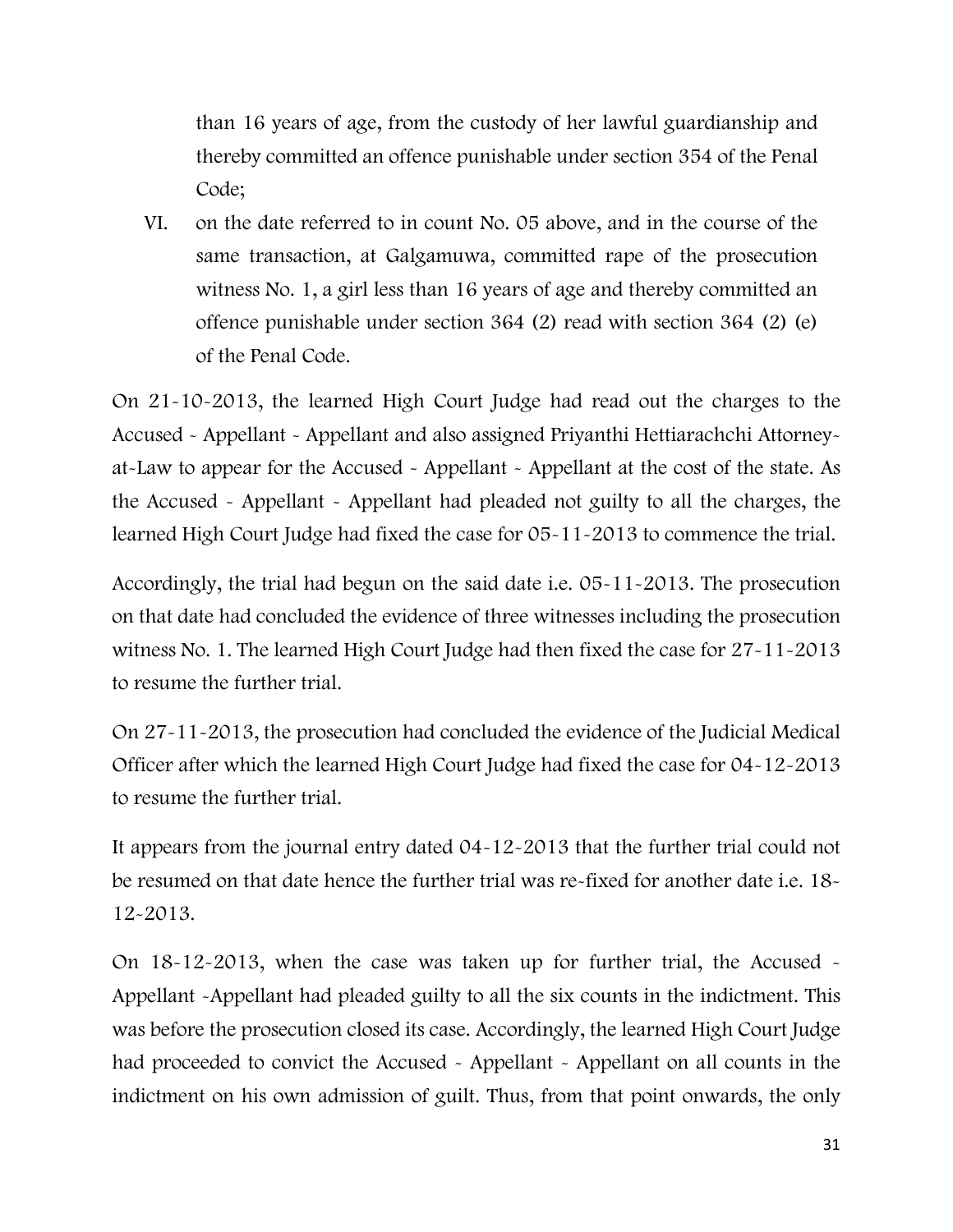than 16 years of age, from the custody of her lawful guardianship and thereby committed an offence punishable under section 354 of the Penal Code;

VI. on the date referred to in count No. 05 above, and in the course of the same transaction, at Galgamuwa, committed rape of the prosecution witness No. 1, a girl less than 16 years of age and thereby committed an offence punishable under section 364 (2) read with section 364 (2) (e) of the Penal Code.

On 21-10-2013, the learned High Court Judge had read out the charges to the Accused - Appellant - Appellant and also assigned Priyanthi Hettiarachchi Attorney-at-Law to appear for the Accused - Appellant - Appellant at the cost of the state. As the Accused - Appellant - Appellant had pleaded not guilty to all the charges, the learned High Court Judge had fixed the case for 05-11-2013 to commence the trial.

Accordingly, the trial had begun on the said date i.e. 05-11-2013. The prosecution on that date had concluded the evidence of three witnesses including the prosecution witness No. 1. The learned High Court Judge had then fixed the case for 27-11-2013 to resume the further trial.

On 27-11-2013, the prosecution had concluded the evidence of the Judicial Medical Officer after which the learned High Court Judge had fixed the case for 04-12-2013 to resume the further trial.

It appears from the journal entry dated 04-12-2013 that the further trial could not be resumed on that date hence the further trial was re-fixed for another date i.e. 18-12-2013.

On 18-12-2013, when the case was taken up for further trial, the Accused - Appellant -Appellant had pleaded guilty to all the six counts in the indictment. This was before the prosecution closed its case. Accordingly, the learned High Court Judge had proceeded to convict the Accused - Appellant - Appellant on all counts in the indictment on his own admission of guilt. Thus, from that point onwards, the only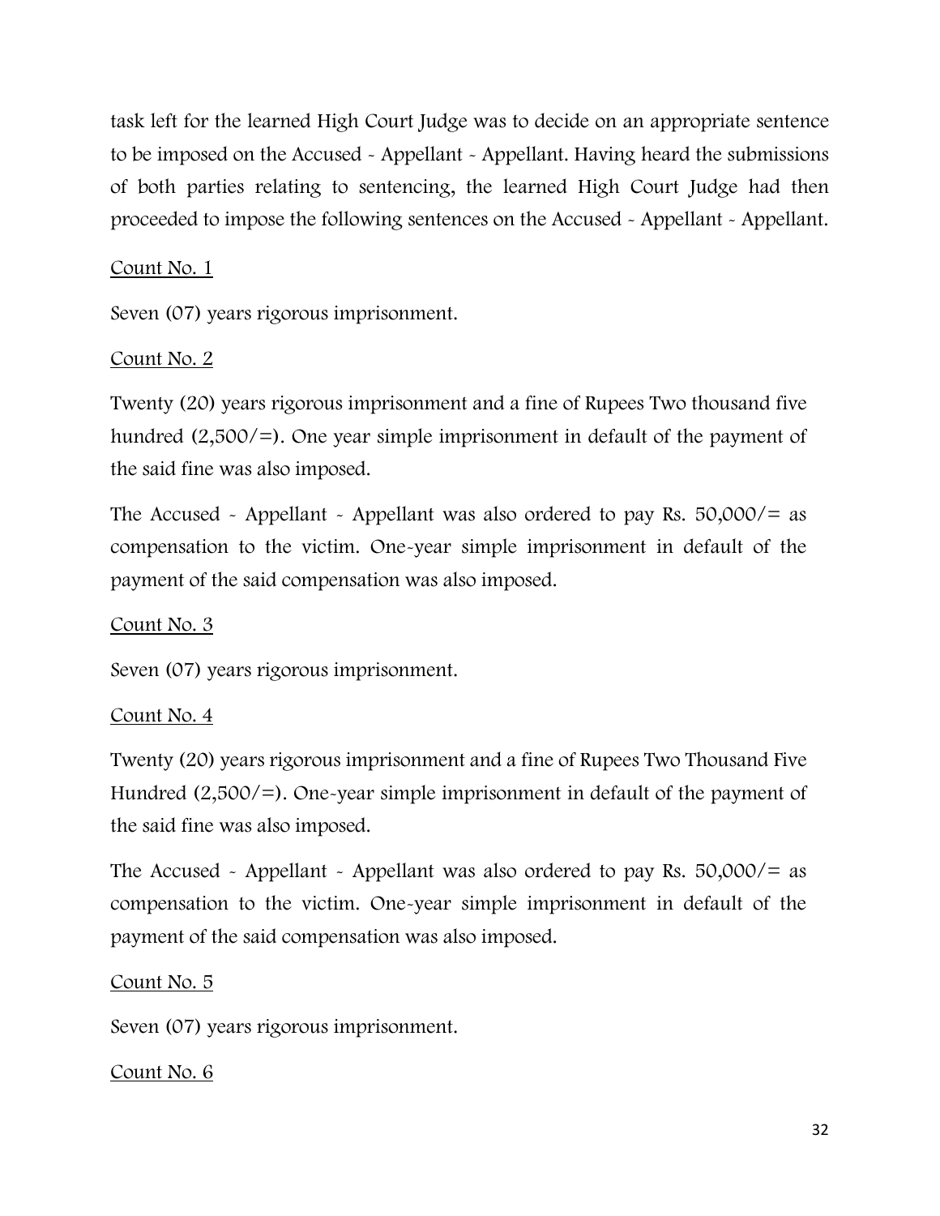task left for the learned High Court Judge was to decide on an appropriate sentence to be imposed on the Accused - Appellant - Appellant. Having heard the submissions of both parties relating to sentencing, the learned High Court Judge had then proceeded to impose the following sentences on the Accused - Appellant - Appellant.

<u>Count No. 1</u>

Seven (07) years rigorous imprisonment.

<u>Count No. 2</u>

Twenty (20) years rigorous imprisonment and a fine of Rupees Two thousand five hundred (2,500/=). One year simple imprisonment in default of the payment of the said fine was also imposed.

The Accused - Appellant - Appellant was also ordered to pay Rs. 50,000/= as compensation to the victim. One-year simple imprisonment in default of the payment of the said compensation was also imposed.

<u>Count No. 3</u>

Seven (07) years rigorous imprisonment.

<u>Count No. 4</u>

Twenty (20) years rigorous imprisonment and a fine of Rupees Two Thousand Five Hundred (2,500/=). One-year simple imprisonment in default of the payment of the said fine was also imposed.

The Accused - Appellant - Appellant was also ordered to pay Rs. 50,000/= as compensation to the victim. One-year simple imprisonment in default of the payment of the said compensation was also imposed.

<u>Count No. 5</u>

Seven (07) years rigorous imprisonment.

<u>Count No. 6</u>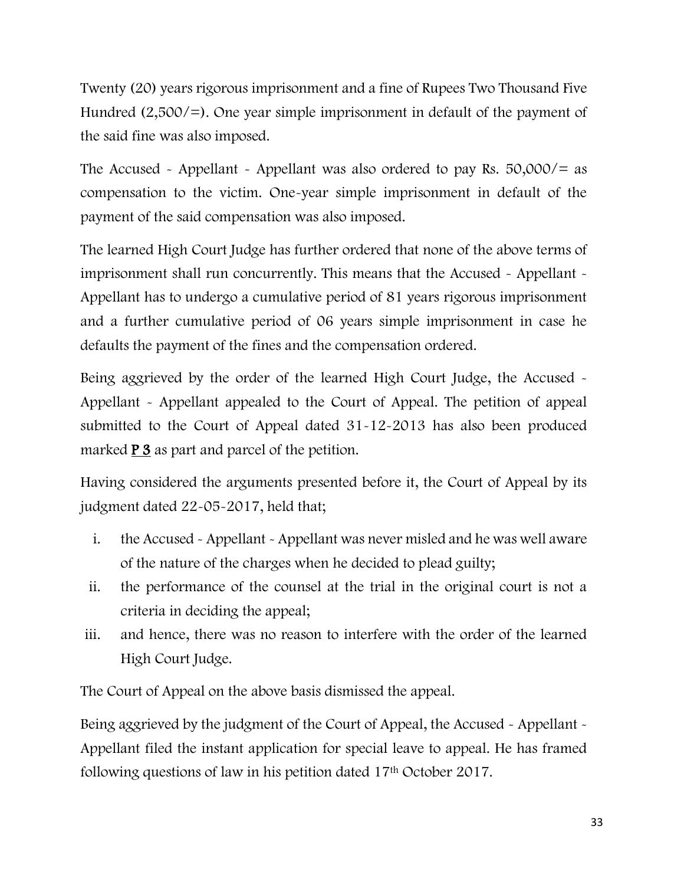Twenty (20) years rigorous imprisonment and a fine of Rupees Two Thousand Five Hundred (2,500/=). One year simple imprisonment in default of the payment of the said fine was also imposed.

The Accused - Appellant - Appellant was also ordered to pay Rs. 50,000/= as compensation to the victim. One-year simple imprisonment in default of the payment of the said compensation was also imposed.

The learned High Court Judge has further ordered that none of the above terms of imprisonment shall run concurrently. This means that the Accused - Appellant - Appellant has to undergo a cumulative period of 81 years rigorous imprisonment and a further cumulative period of 06 years simple imprisonment in case he defaults the payment of the fines and the compensation ordered.

Being aggrieved by the order of the learned High Court Judge, the Accused - Appellant - Appellant appealed to the Court of Appeal. The petition of appeal submitted to the Court of Appeal dated 31-12-2013 has also been produced marked **P 3** as part and parcel of the petition.

Having considered the arguments presented before it, the Court of Appeal by its judgment dated 22-05-2017, held that;

i. the Accused - Appellant - Appellant was never misled and he was well aware of the nature of the charges when he decided to plead guilty;
ii. the performance of the counsel at the trial in the original court is not a criteria in deciding the appeal;
iii. and hence, there was no reason to interfere with the order of the learned High Court Judge.

The Court of Appeal on the above basis dismissed the appeal.

Being aggrieved by the judgment of the Court of Appeal, the Accused - Appellant - Appellant filed the instant application for special leave to appeal. He has framed following questions of law in his petition dated 17th October 2017.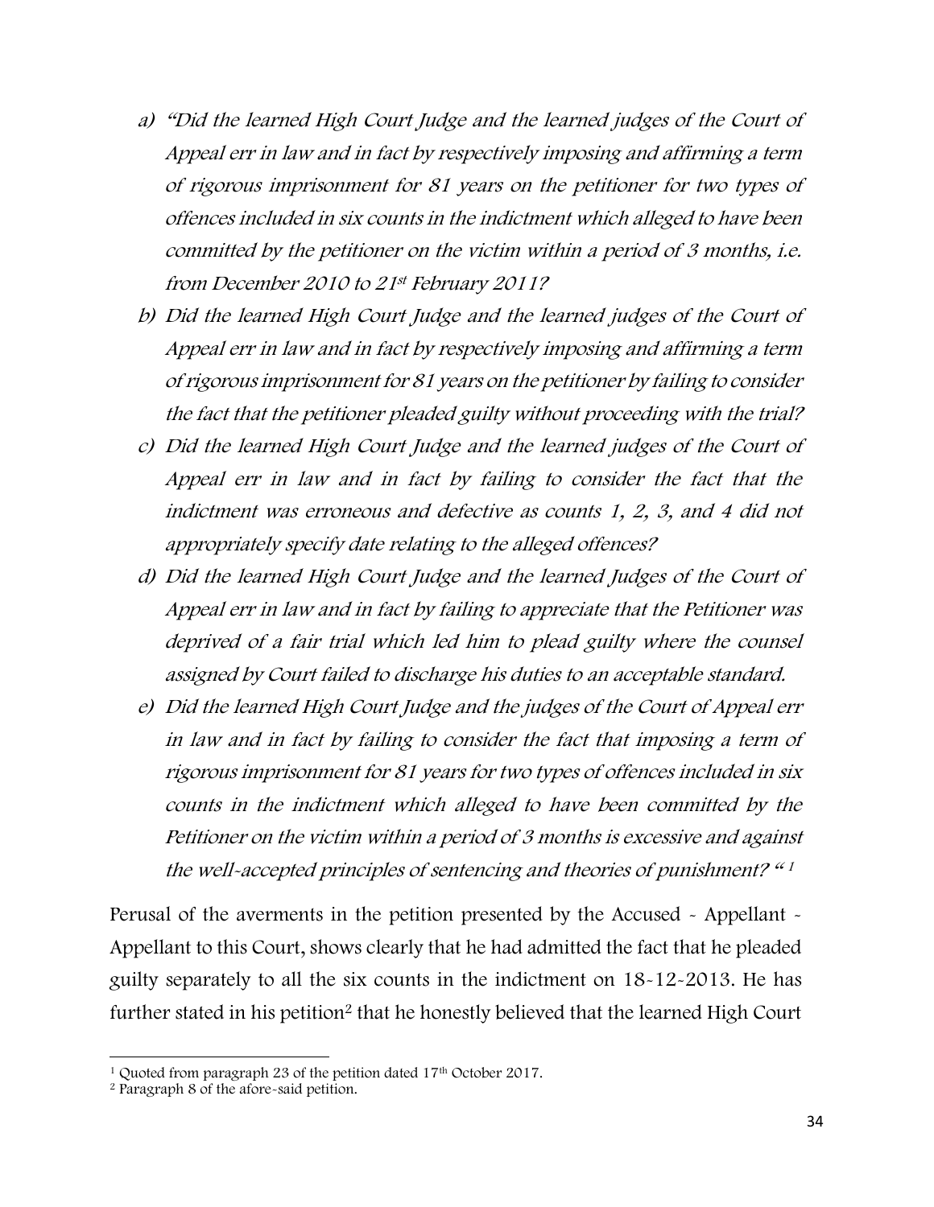*a) "Did the learned High Court Judge and the learned judges of the Court of Appeal err in law and in fact by respectively imposing and affirming a term of rigorous imprisonment for 81 years on the petitioner for two types of offences included in six counts in the indictment which alleged to have been committed by the petitioner on the victim within a period of 3 months, i.e. from December 2010 to 21st February 2011?*

*b) Did the learned High Court Judge and the learned judges of the Court of Appeal err in law and in fact by respectively imposing and affirming a term of rigorous imprisonment for 81 years on the petitioner by failing to consider the fact that the petitioner pleaded guilty without proceeding with the trial?*

*c) Did the learned High Court Judge and the learned judges of the Court of Appeal err in law and in fact by failing to consider the fact that the indictment was erroneous and defective as counts 1, 2, 3, and 4 did not appropriately specify date relating to the alleged offences?*

*d) Did the learned High Court Judge and the learned Judges of the Court of Appeal err in law and in fact by failing to appreciate that the Petitioner was deprived of a fair trial which led him to plead guilty where the counsel assigned by Court failed to discharge his duties to an acceptable standard.*

*e) Did the learned High Court Judge and the judges of the Court of Appeal err in law and in fact by failing to consider the fact that imposing a term of rigorous imprisonment for 81 years for two types of offences included in six counts in the indictment which alleged to have been committed by the Petitioner on the victim within a period of 3 months is excessive and against the well-accepted principles of sentencing and theories of punishment? "* [1]

Perusal of the averments in the petition presented by the Accused - Appellant - Appellant to this Court, shows clearly that he had admitted the fact that he pleaded guilty separately to all the six counts in the indictment on 18-12-2013. He has further stated in his petition[2] that he honestly believed that the learned High Court

---

[1] Quoted from paragraph 23 of the petition dated 17th October 2017.

[2] Paragraph 8 of the afore-said petition.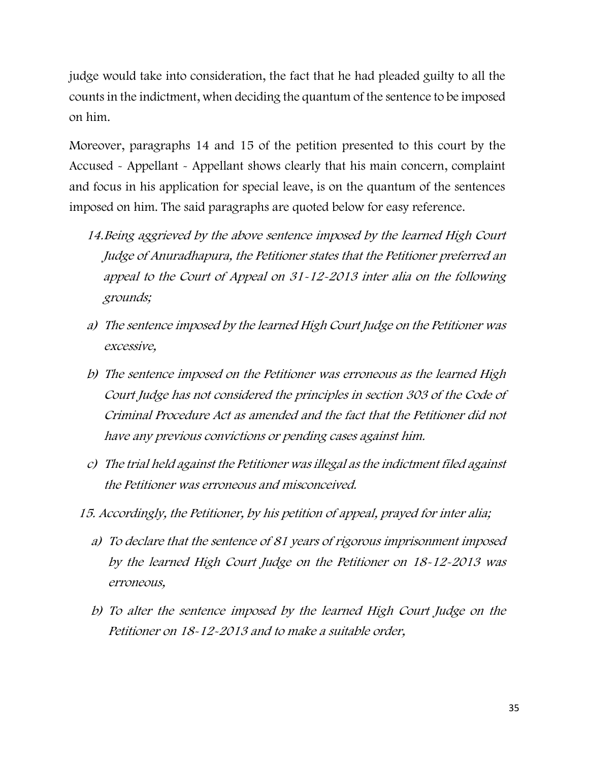judge would take into consideration, the fact that he had pleaded guilty to all the counts in the indictment, when deciding the quantum of the sentence to be imposed on him.

Moreover, paragraphs 14 and 15 of the petition presented to this court by the Accused - Appellant - Appellant shows clearly that his main concern, complaint and focus in his application for special leave, is on the quantum of the sentences imposed on him. The said paragraphs are quoted below for easy reference.

*14. Being aggrieved by the above sentence imposed by the learned High Court Judge of Anuradhapura, the Petitioner states that the Petitioner preferred an appeal to the Court of Appeal on 31-12-2013 inter alia on the following grounds;*

*a) The sentence imposed by the learned High Court Judge on the Petitioner was excessive,*

*b) The sentence imposed on the Petitioner was erroneous as the learned High Court Judge has not considered the principles in section 303 of the Code of Criminal Procedure Act as amended and the fact that the Petitioner did not have any previous convictions or pending cases against him.*

*c) The trial held against the Petitioner was illegal as the indictment filed against the Petitioner was erroneous and misconceived.*

*15. Accordingly, the Petitioner, by his petition of appeal, prayed for inter alia;*

*a) To declare that the sentence of 81 years of rigorous imprisonment imposed by the learned High Court Judge on the Petitioner on 18-12-2013 was erroneous,*

*b) To alter the sentence imposed by the learned High Court Judge on the Petitioner on 18-12-2013 and to make a suitable order,*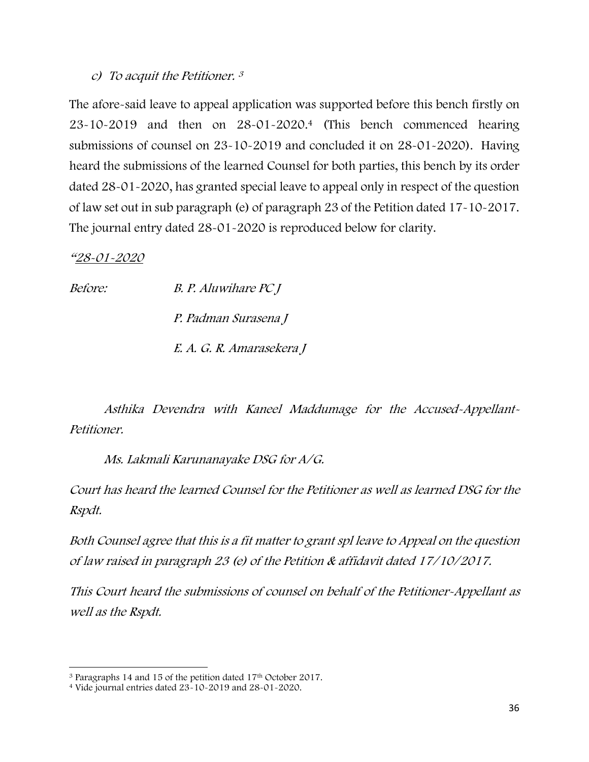*c) To acquit the Petitioner.* [3]

The afore-said leave to appeal application was supported before this bench firstly on 23-10-2019 and then on 28-01-2020.[4] (This bench commenced hearing submissions of counsel on 23-10-2019 and concluded it on 28-01-2020). Having heard the submissions of the learned Counsel for both parties, this bench by its order dated 28-01-2020, has granted special leave to appeal only in respect of the question of law set out in sub paragraph (e) of paragraph 23 of the Petition dated 17-10-2017. The journal entry dated 28-01-2020 is reproduced below for clarity.

*"<u>28-01-2020</u>*

*Before:* *B. P. Aluwihare PC J*

*P. Padman Surasena J*

*E. A. G. R. Amarasekera J*

*Asthika Devendra with Kaneel Maddumage for the Accused-Appellant-Petitioner.*

*Ms. Lakmali Karunanayake DSG for A/G.*

*Court has heard the learned Counsel for the Petitioner as well as learned DSG for the Rspdt.*

*Both Counsel agree that this is a fit matter to grant spl leave to Appeal on the question of law raised in paragraph 23 (e) of the Petition & affidavit dated 17/10/2017.*

*This Court heard the submissions of counsel on behalf of the Petitioner-Appellant as well as the Rspdt.*

---

[3] Paragraphs 14 and 15 of the petition dated 17th October 2017.

[4] Vide journal entries dated 23-10-2019 and 28-01-2020.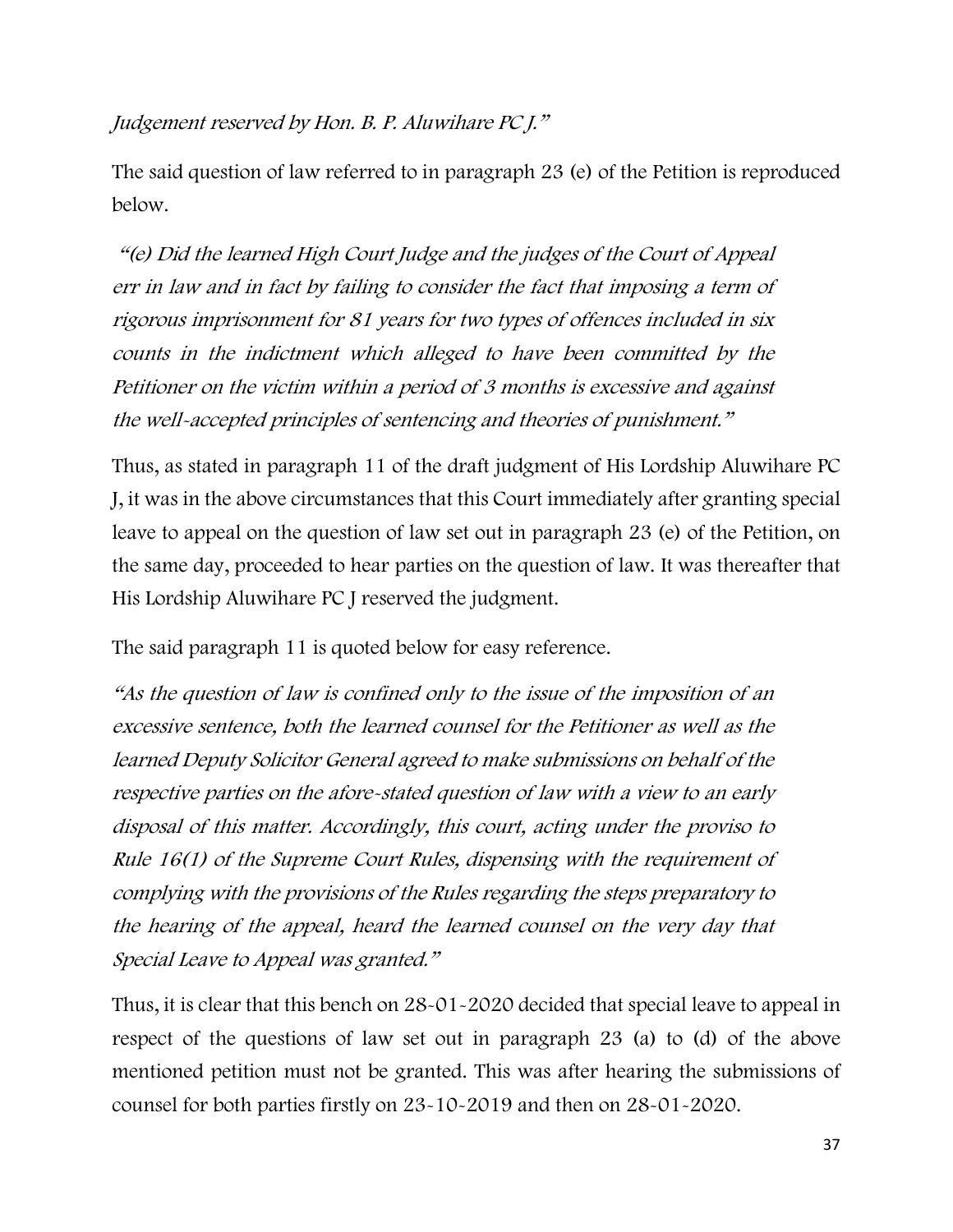*Judgement reserved by Hon. B. P. Aluwihare PC J."*

The said question of law referred to in paragraph 23 (e) of the Petition is reproduced below.

> *"(e) Did the learned High Court Judge and the judges of the Court of Appeal err in law and in fact by failing to consider the fact that imposing a term of rigorous imprisonment for 81 years for two types of offences included in six counts in the indictment which alleged to have been committed by the Petitioner on the victim within a period of 3 months is excessive and against the well-accepted principles of sentencing and theories of punishment."*

Thus, as stated in paragraph 11 of the draft judgment of His Lordship Aluwihare PC J, it was in the above circumstances that this Court immediately after granting special leave to appeal on the question of law set out in paragraph 23 (e) of the Petition, on the same day, proceeded to hear parties on the question of law. It was thereafter that His Lordship Aluwihare PC J reserved the judgment.

The said paragraph 11 is quoted below for easy reference.

> *"As the question of law is confined only to the issue of the imposition of an excessive sentence, both the learned counsel for the Petitioner as well as the learned Deputy Solicitor General agreed to make submissions on behalf of the respective parties on the afore-stated question of law with a view to an early disposal of this matter. Accordingly, this court, acting under the proviso to Rule 16(1) of the Supreme Court Rules, dispensing with the requirement of complying with the provisions of the Rules regarding the steps preparatory to the hearing of the appeal, heard the learned counsel on the very day that Special Leave to Appeal was granted."*

Thus, it is clear that this bench on 28-01-2020 decided that special leave to appeal in respect of the questions of law set out in paragraph 23 (a) to (d) of the above mentioned petition must not be granted. This was after hearing the submissions of counsel for both parties firstly on 23-10-2019 and then on 28-01-2020.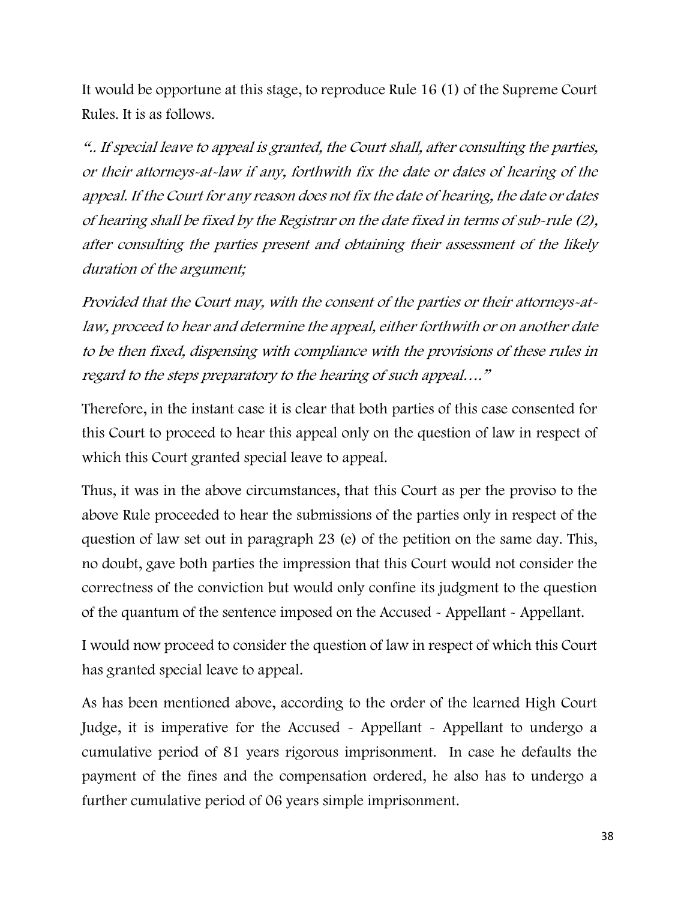It would be opportune at this stage, to reproduce Rule 16 (1) of the Supreme Court Rules. It is as follows.

*".. If special leave to appeal is granted, the Court shall, after consulting the parties, or their attorneys-at-law if any, forthwith fix the date or dates of hearing of the appeal. If the Court for any reason does not fix the date of hearing, the date or dates of hearing shall be fixed by the Registrar on the date fixed in terms of sub-rule (2), after consulting the parties present and obtaining their assessment of the likely duration of the argument;*

*Provided that the Court may, with the consent of the parties or their attorneys-at-law, proceed to hear and determine the appeal, either forthwith or on another date to be then fixed, dispensing with compliance with the provisions of these rules in regard to the steps preparatory to the hearing of such appeal…."*

Therefore, in the instant case it is clear that both parties of this case consented for this Court to proceed to hear this appeal only on the question of law in respect of which this Court granted special leave to appeal.

Thus, it was in the above circumstances, that this Court as per the proviso to the above Rule proceeded to hear the submissions of the parties only in respect of the question of law set out in paragraph 23 (e) of the petition on the same day. This, no doubt, gave both parties the impression that this Court would not consider the correctness of the conviction but would only confine its judgment to the question of the quantum of the sentence imposed on the Accused - Appellant - Appellant.

I would now proceed to consider the question of law in respect of which this Court has granted special leave to appeal.

As has been mentioned above, according to the order of the learned High Court Judge, it is imperative for the Accused - Appellant - Appellant to undergo a cumulative period of 81 years rigorous imprisonment. In case he defaults the payment of the fines and the compensation ordered, he also has to undergo a further cumulative period of 06 years simple imprisonment.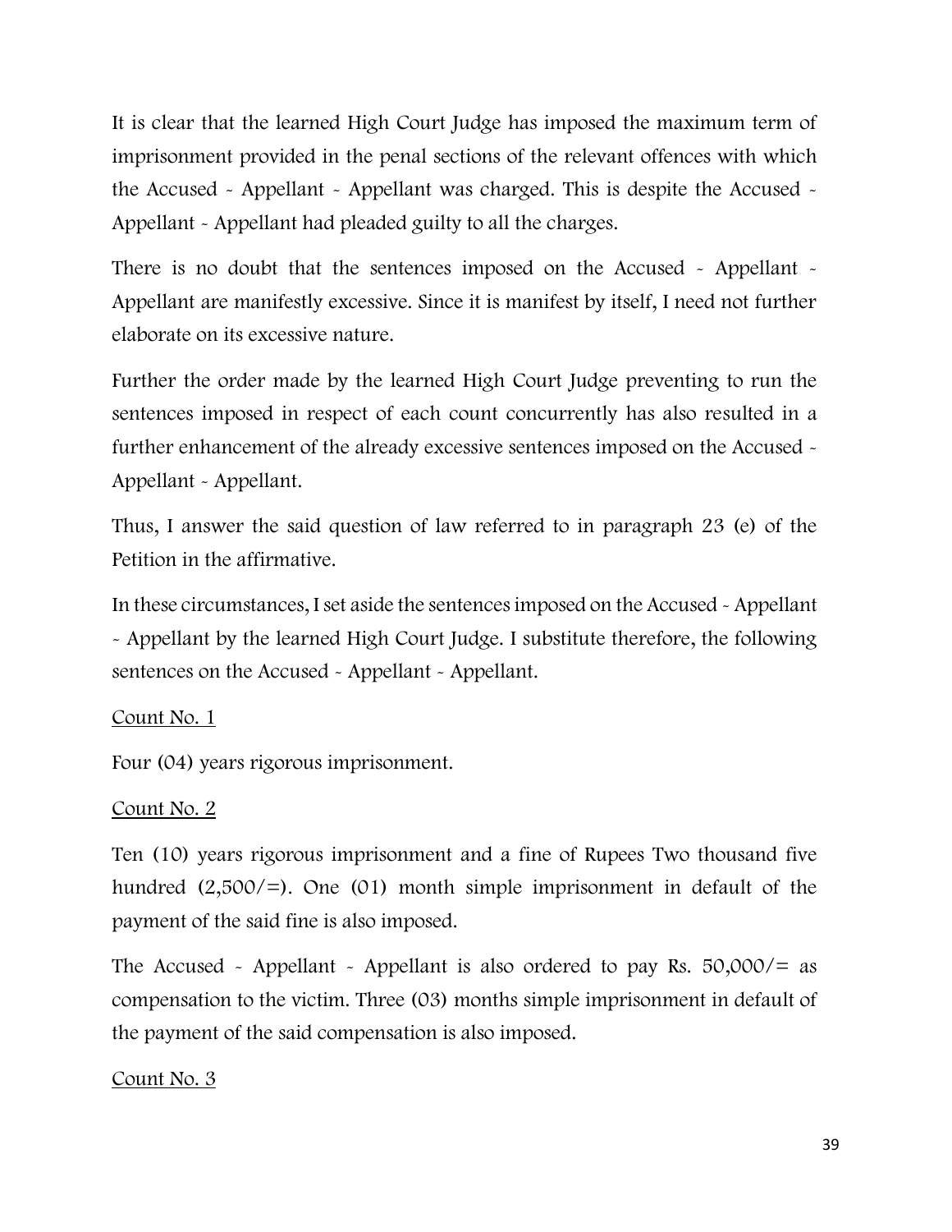It is clear that the learned High Court Judge has imposed the maximum term of imprisonment provided in the penal sections of the relevant offences with which the Accused - Appellant - Appellant was charged. This is despite the Accused - Appellant - Appellant had pleaded guilty to all the charges.

There is no doubt that the sentences imposed on the Accused - Appellant - Appellant are manifestly excessive. Since it is manifest by itself, I need not further elaborate on its excessive nature.

Further the order made by the learned High Court Judge preventing to run the sentences imposed in respect of each count concurrently has also resulted in a further enhancement of the already excessive sentences imposed on the Accused - Appellant - Appellant.

Thus, I answer the said question of law referred to in paragraph 23 (e) of the Petition in the affirmative.

In these circumstances, I set aside the sentences imposed on the Accused - Appellant - Appellant by the learned High Court Judge. I substitute therefore, the following sentences on the Accused - Appellant - Appellant.

<u>Count No. 1</u>

Four (04) years rigorous imprisonment.

<u>Count No. 2</u>

Ten (10) years rigorous imprisonment and a fine of Rupees Two thousand five hundred (2,500/=). One (01) month simple imprisonment in default of the payment of the said fine is also imposed.

The Accused - Appellant - Appellant is also ordered to pay Rs. 50,000/= as compensation to the victim. Three (03) months simple imprisonment in default of the payment of the said compensation is also imposed.

<u>Count No. 3</u>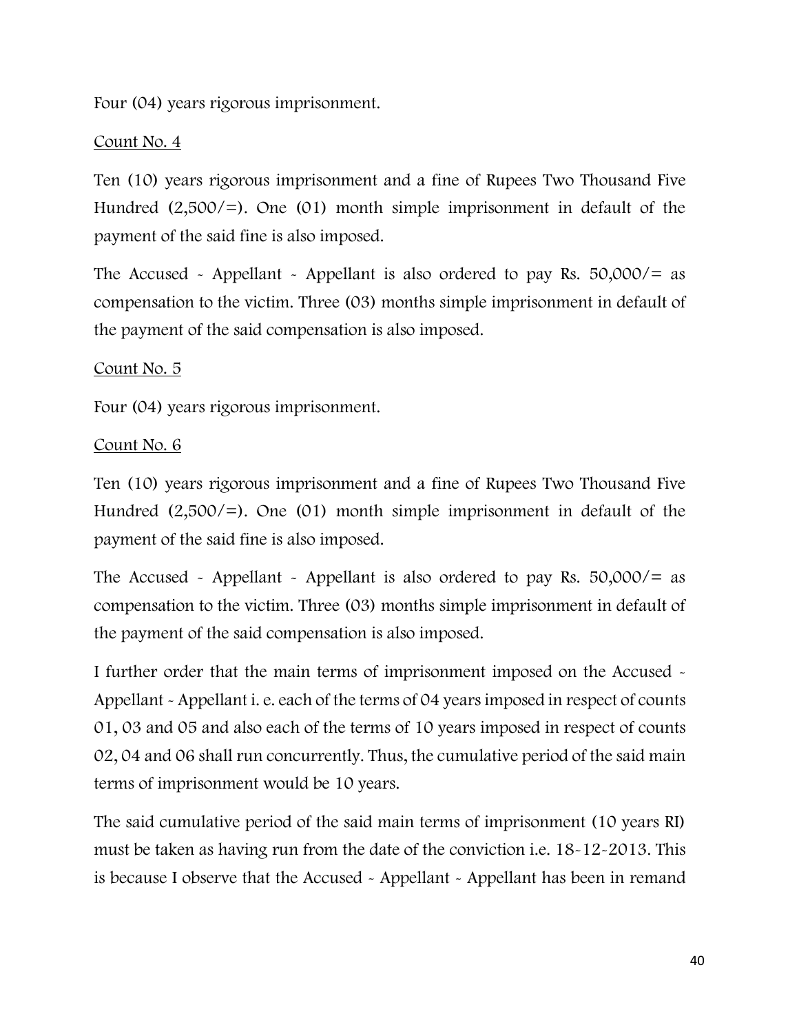Four (04) years rigorous imprisonment.

Count No. 4

Ten (10) years rigorous imprisonment and a fine of Rupees Two Thousand Five Hundred (2,500/=). One (01) month simple imprisonment in default of the payment of the said fine is also imposed.

The Accused - Appellant - Appellant is also ordered to pay Rs. 50,000/= as compensation to the victim. Three (03) months simple imprisonment in default of the payment of the said compensation is also imposed.

Count No. 5

Four (04) years rigorous imprisonment.

Count No. 6

Ten (10) years rigorous imprisonment and a fine of Rupees Two Thousand Five Hundred (2,500/=). One (01) month simple imprisonment in default of the payment of the said fine is also imposed.

The Accused - Appellant - Appellant is also ordered to pay Rs. 50,000/= as compensation to the victim. Three (03) months simple imprisonment in default of the payment of the said compensation is also imposed.

I further order that the main terms of imprisonment imposed on the Accused - Appellant - Appellant i. e. each of the terms of 04 years imposed in respect of counts 01, 03 and 05 and also each of the terms of 10 years imposed in respect of counts 02, 04 and 06 shall run concurrently. Thus, the cumulative period of the said main terms of imprisonment would be 10 years.

The said cumulative period of the said main terms of imprisonment (10 years RI) must be taken as having run from the date of the conviction i.e. 18-12-2013. This is because I observe that the Accused - Appellant - Appellant has been in remand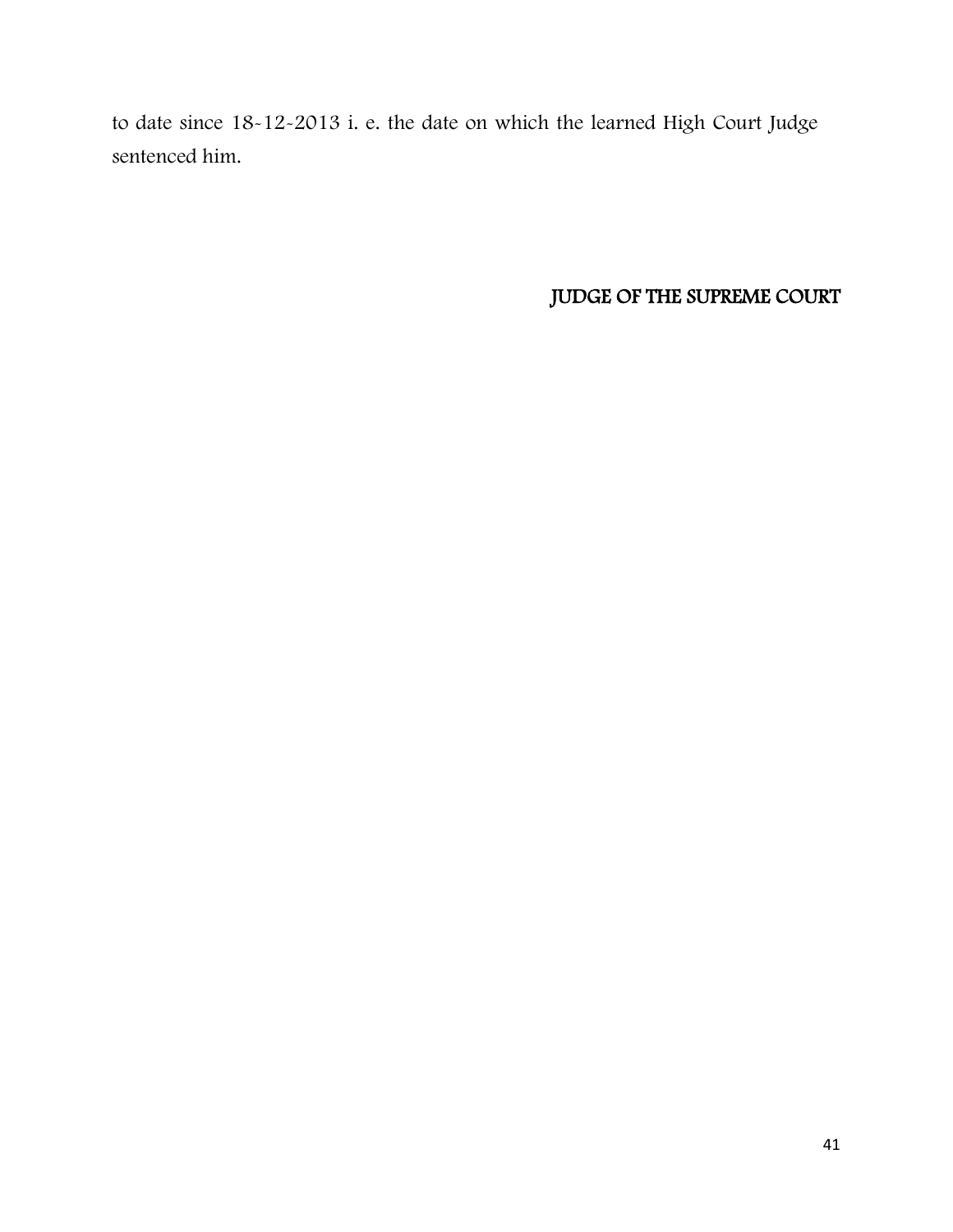to date since 18-12-2013 i. e. the date on which the learned High Court Judge sentenced him.

**JUDGE OF THE SUPREME COURT**